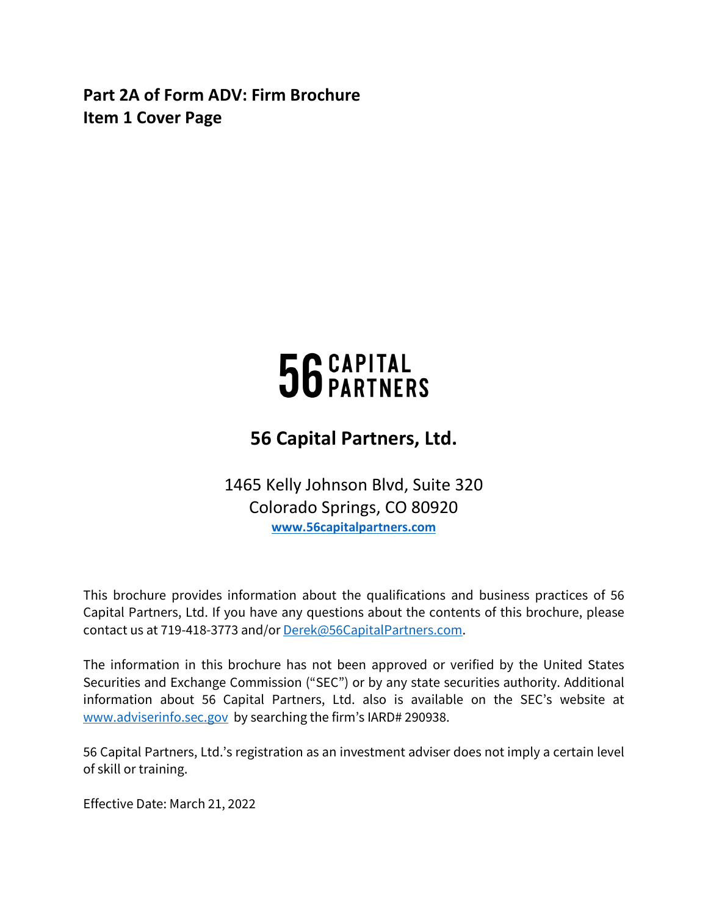**Part 2A of Form ADV: Firm Brochure**
**Item 1 Cover Page**

56 CAPITAL PARTNERS

## 56 Capital Partners, Ltd.

1465 Kelly Johnson Blvd, Suite 320
Colorado Springs, CO 80920
**www.56capitalpartners.com**

This brochure provides information about the qualifications and business practices of 56 Capital Partners, Ltd. If you have any questions about the contents of this brochure, please contact us at 719-418-3773 and/or Derek@56CapitalPartners.com.

The information in this brochure has not been approved or verified by the United States Securities and Exchange Commission ("SEC") or by any state securities authority. Additional information about 56 Capital Partners, Ltd. also is available on the SEC's website at www.adviserinfo.sec.gov by searching the firm's IARD# 290938.

56 Capital Partners, Ltd.'s registration as an investment adviser does not imply a certain level of skill or training.

Effective Date: March 21, 2022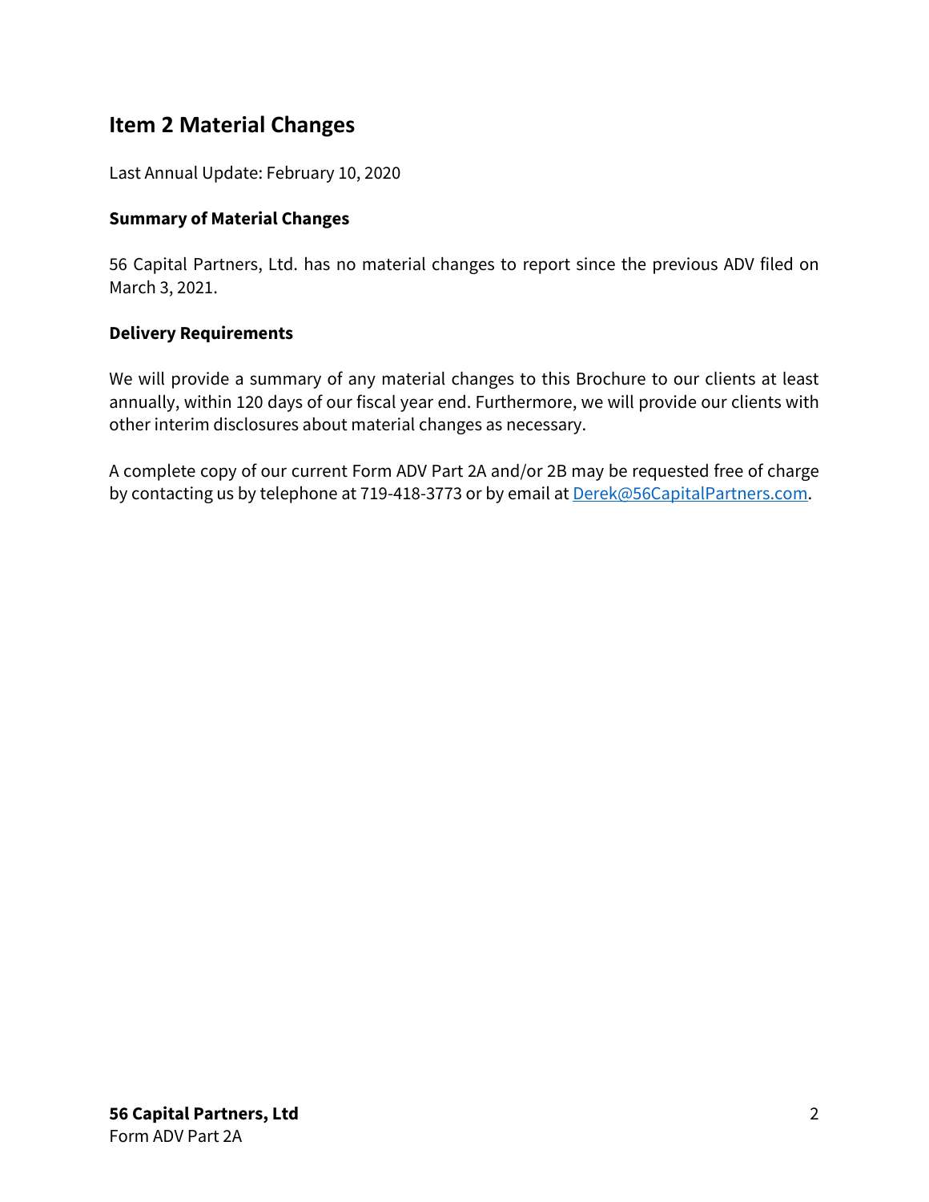## Item 2 Material Changes

Last Annual Update: February 10, 2020

### Summary of Material Changes

56 Capital Partners, Ltd. has no material changes to report since the previous ADV filed on March 3, 2021.

### Delivery Requirements

We will provide a summary of any material changes to this Brochure to our clients at least annually, within 120 days of our fiscal year end. Furthermore, we will provide our clients with other interim disclosures about material changes as necessary.

A complete copy of our current Form ADV Part 2A and/or 2B may be requested free of charge by contacting us by telephone at 719-418-3773 or by email at Derek@56CapitalPartners.com.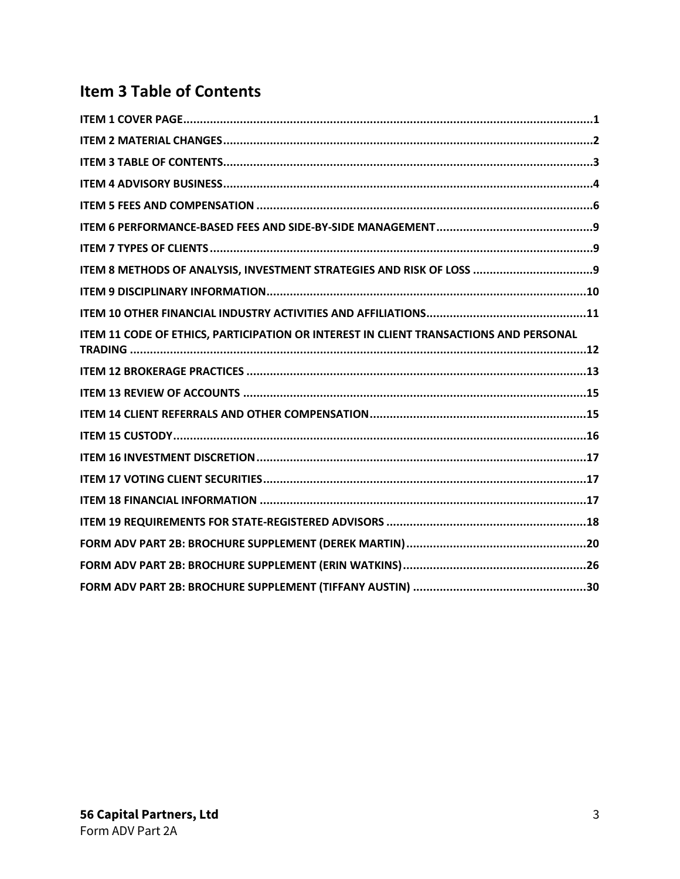## Item 3 Table of Contents

**ITEM 1 COVER PAGE**............................................................................................................................1

**ITEM 2 MATERIAL CHANGES**...............................................................................................................2

**ITEM 3 TABLE OF CONTENTS**...............................................................................................................3

**ITEM 4 ADVISORY BUSINESS**...............................................................................................................4

**ITEM 5 FEES AND COMPENSATION** ....................................................................................................6

**ITEM 6 PERFORMANCE-BASED FEES AND SIDE-BY-SIDE MANAGEMENT**...............................................9

**ITEM 7 TYPES OF CLIENTS**...................................................................................................................9

**ITEM 8 METHODS OF ANALYSIS, INVESTMENT STRATEGIES AND RISK OF LOSS** ....................................9

**ITEM 9 DISCIPLINARY INFORMATION**................................................................................................10

**ITEM 10 OTHER FINANCIAL INDUSTRY ACTIVITIES AND AFFILIATIONS**................................................11

**ITEM 11 CODE OF ETHICS, PARTICIPATION OR INTEREST IN CLIENT TRANSACTIONS AND PERSONAL TRADING** .........................................................................................................................................12

**ITEM 12 BROKERAGE PRACTICES** ......................................................................................................13

**ITEM 13 REVIEW OF ACCOUNTS** ........................................................................................................15

**ITEM 14 CLIENT REFERRALS AND OTHER COMPENSATION**..................................................................15

**ITEM 15 CUSTODY**............................................................................................................................16

**ITEM 16 INVESTMENT DISCRETION**....................................................................................................17

**ITEM 17 VOTING CLIENT SECURITIES**..................................................................................................17

**ITEM 18 FINANCIAL INFORMATION** ..................................................................................................17

**ITEM 19 REQUIREMENTS FOR STATE-REGISTERED ADVISORS** ............................................................18

**FORM ADV PART 2B: BROCHURE SUPPLEMENT (DEREK MARTIN)**......................................................20

**FORM ADV PART 2B: BROCHURE SUPPLEMENT (ERIN WATKINS)**.......................................................26

**FORM ADV PART 2B: BROCHURE SUPPLEMENT (TIFFANY AUSTIN)** ....................................................30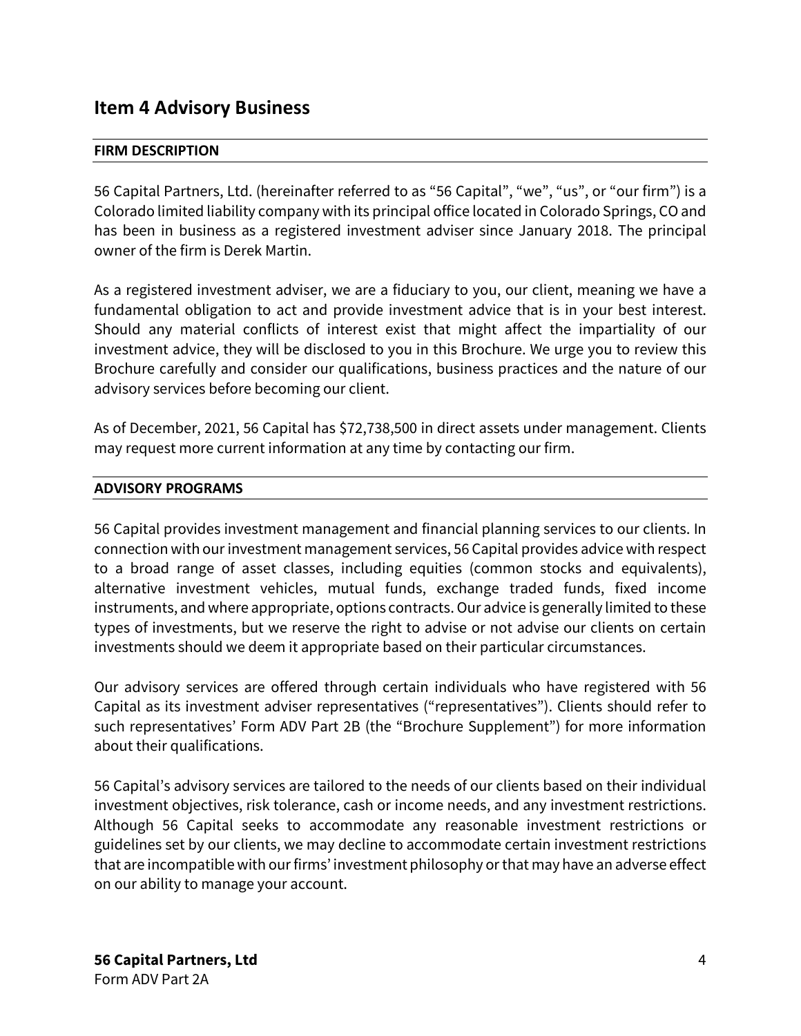## Item 4 Advisory Business

**FIRM DESCRIPTION**

56 Capital Partners, Ltd. (hereinafter referred to as "56 Capital", "we", "us", or "our firm") is a Colorado limited liability company with its principal office located in Colorado Springs, CO and has been in business as a registered investment adviser since January 2018. The principal owner of the firm is Derek Martin.

As a registered investment adviser, we are a fiduciary to you, our client, meaning we have a fundamental obligation to act and provide investment advice that is in your best interest. Should any material conflicts of interest exist that might affect the impartiality of our investment advice, they will be disclosed to you in this Brochure. We urge you to review this Brochure carefully and consider our qualifications, business practices and the nature of our advisory services before becoming our client.

As of December, 2021, 56 Capital has $72,738,500 in direct assets under management. Clients may request more current information at any time by contacting our firm.

**ADVISORY PROGRAMS**

56 Capital provides investment management and financial planning services to our clients. In connection with our investment management services, 56 Capital provides advice with respect to a broad range of asset classes, including equities (common stocks and equivalents), alternative investment vehicles, mutual funds, exchange traded funds, fixed income instruments, and where appropriate, options contracts. Our advice is generally limited to these types of investments, but we reserve the right to advise or not advise our clients on certain investments should we deem it appropriate based on their particular circumstances.

Our advisory services are offered through certain individuals who have registered with 56 Capital as its investment adviser representatives ("representatives"). Clients should refer to such representatives' Form ADV Part 2B (the "Brochure Supplement") for more information about their qualifications.

56 Capital's advisory services are tailored to the needs of our clients based on their individual investment objectives, risk tolerance, cash or income needs, and any investment restrictions. Although 56 Capital seeks to accommodate any reasonable investment restrictions or guidelines set by our clients, we may decline to accommodate certain investment restrictions that are incompatible with our firms' investment philosophy or that may have an adverse effect on our ability to manage your account.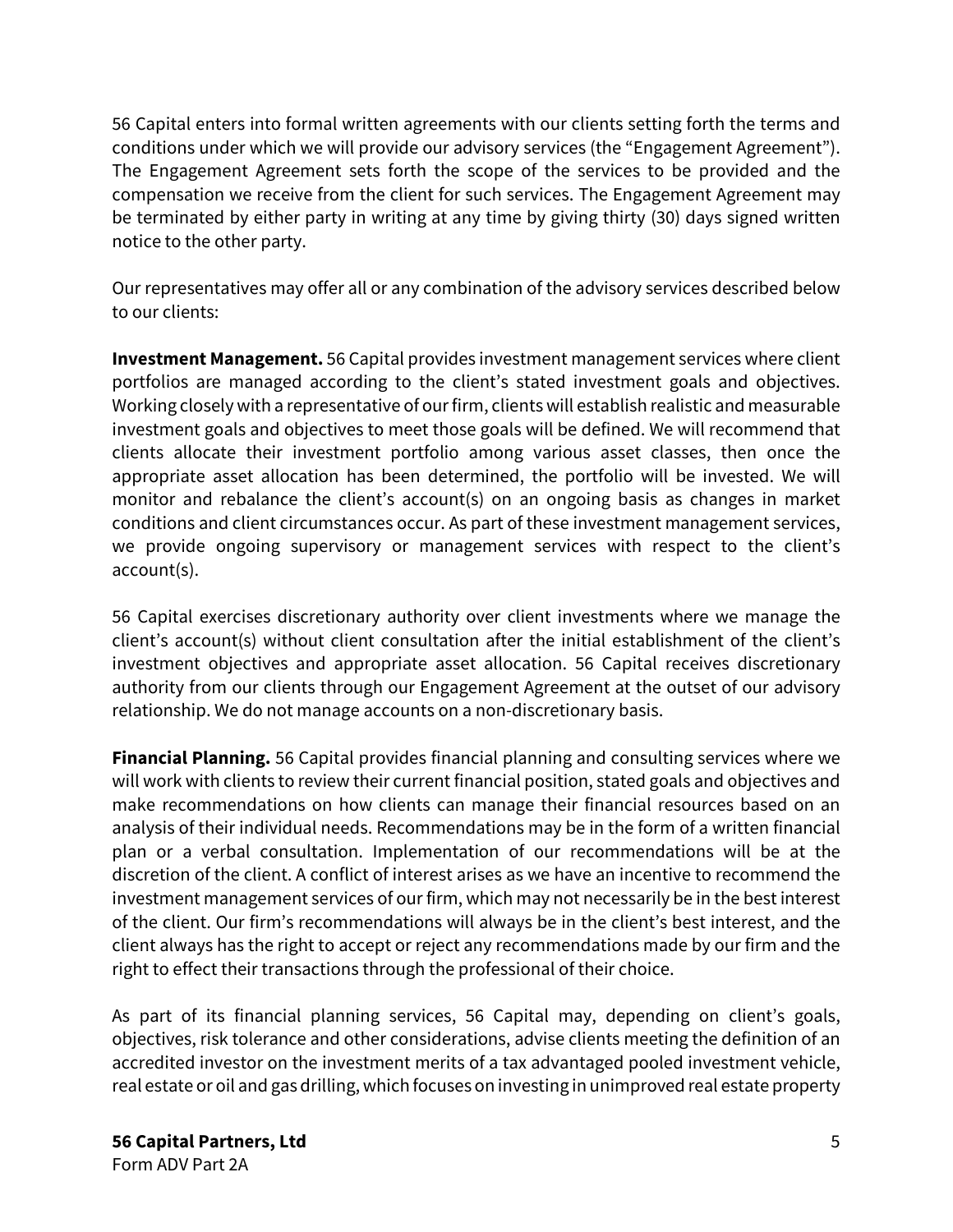56 Capital enters into formal written agreements with our clients setting forth the terms and conditions under which we will provide our advisory services (the "Engagement Agreement"). The Engagement Agreement sets forth the scope of the services to be provided and the compensation we receive from the client for such services. The Engagement Agreement may be terminated by either party in writing at any time by giving thirty (30) days signed written notice to the other party.

Our representatives may offer all or any combination of the advisory services described below to our clients:

**Investment Management.** 56 Capital provides investment management services where client portfolios are managed according to the client's stated investment goals and objectives. Working closely with a representative of our firm, clients will establish realistic and measurable investment goals and objectives to meet those goals will be defined. We will recommend that clients allocate their investment portfolio among various asset classes, then once the appropriate asset allocation has been determined, the portfolio will be invested. We will monitor and rebalance the client's account(s) on an ongoing basis as changes in market conditions and client circumstances occur. As part of these investment management services, we provide ongoing supervisory or management services with respect to the client's account(s).

56 Capital exercises discretionary authority over client investments where we manage the client's account(s) without client consultation after the initial establishment of the client's investment objectives and appropriate asset allocation. 56 Capital receives discretionary authority from our clients through our Engagement Agreement at the outset of our advisory relationship. We do not manage accounts on a non-discretionary basis.

**Financial Planning.** 56 Capital provides financial planning and consulting services where we will work with clients to review their current financial position, stated goals and objectives and make recommendations on how clients can manage their financial resources based on an analysis of their individual needs. Recommendations may be in the form of a written financial plan or a verbal consultation. Implementation of our recommendations will be at the discretion of the client. A conflict of interest arises as we have an incentive to recommend the investment management services of our firm, which may not necessarily be in the best interest of the client. Our firm's recommendations will always be in the client's best interest, and the client always has the right to accept or reject any recommendations made by our firm and the right to effect their transactions through the professional of their choice.

As part of its financial planning services, 56 Capital may, depending on client's goals, objectives, risk tolerance and other considerations, advise clients meeting the definition of an accredited investor on the investment merits of a tax advantaged pooled investment vehicle, real estate or oil and gas drilling, which focuses on investing in unimproved real estate property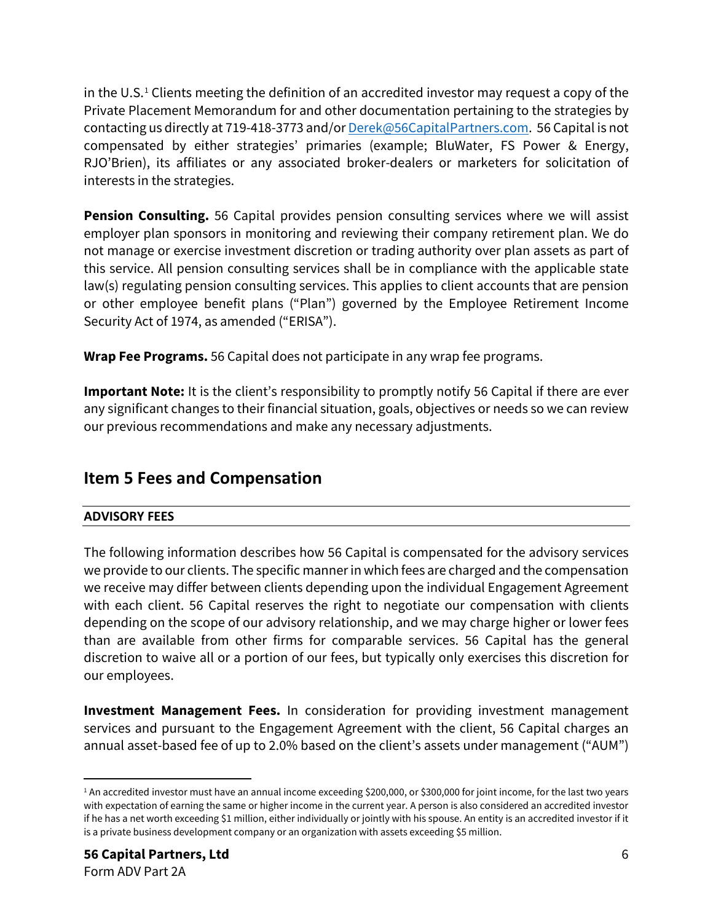in the U.S.[1] Clients meeting the definition of an accredited investor may request a copy of the Private Placement Memorandum for and other documentation pertaining to the strategies by contacting us directly at 719-418-3773 and/or [Derek@56CapitalPartners.com](mailto:Derek@56CapitalPartners.com). 56 Capital is not compensated by either strategies' primaries (example; BluWater, FS Power & Energy, RJO'Brien), its affiliates or any associated broker-dealers or marketers for solicitation of interests in the strategies.

**Pension Consulting.** 56 Capital provides pension consulting services where we will assist employer plan sponsors in monitoring and reviewing their company retirement plan. We do not manage or exercise investment discretion or trading authority over plan assets as part of this service. All pension consulting services shall be in compliance with the applicable state law(s) regulating pension consulting services. This applies to client accounts that are pension or other employee benefit plans ("Plan") governed by the Employee Retirement Income Security Act of 1974, as amended ("ERISA").

**Wrap Fee Programs.** 56 Capital does not participate in any wrap fee programs.

**Important Note:** It is the client's responsibility to promptly notify 56 Capital if there are ever any significant changes to their financial situation, goals, objectives or needs so we can review our previous recommendations and make any necessary adjustments.

## Item 5 Fees and Compensation

**ADVISORY FEES**

The following information describes how 56 Capital is compensated for the advisory services we provide to our clients. The specific manner in which fees are charged and the compensation we receive may differ between clients depending upon the individual Engagement Agreement with each client. 56 Capital reserves the right to negotiate our compensation with clients depending on the scope of our advisory relationship, and we may charge higher or lower fees than are available from other firms for comparable services. 56 Capital has the general discretion to waive all or a portion of our fees, but typically only exercises this discretion for our employees.

**Investment Management Fees.** In consideration for providing investment management services and pursuant to the Engagement Agreement with the client, 56 Capital charges an annual asset-based fee of up to 2.0% based on the client's assets under management ("AUM")

[1] An accredited investor must have an annual income exceeding $200,000, or $300,000 for joint income, for the last two years with expectation of earning the same or higher income in the current year. A person is also considered an accredited investor if he has a net worth exceeding $1 million, either individually or jointly with his spouse. An entity is an accredited investor if it is a private business development company or an organization with assets exceeding $5 million.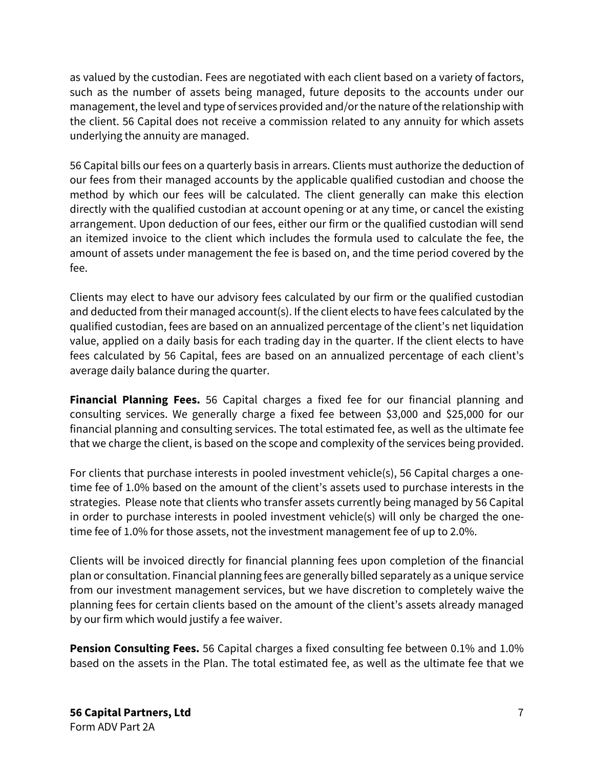as valued by the custodian. Fees are negotiated with each client based on a variety of factors, such as the number of assets being managed, future deposits to the accounts under our management, the level and type of services provided and/or the nature of the relationship with the client. 56 Capital does not receive a commission related to any annuity for which assets underlying the annuity are managed.

56 Capital bills our fees on a quarterly basis in arrears. Clients must authorize the deduction of our fees from their managed accounts by the applicable qualified custodian and choose the method by which our fees will be calculated. The client generally can make this election directly with the qualified custodian at account opening or at any time, or cancel the existing arrangement. Upon deduction of our fees, either our firm or the qualified custodian will send an itemized invoice to the client which includes the formula used to calculate the fee, the amount of assets under management the fee is based on, and the time period covered by the fee.

Clients may elect to have our advisory fees calculated by our firm or the qualified custodian and deducted from their managed account(s). If the client elects to have fees calculated by the qualified custodian, fees are based on an annualized percentage of the client's net liquidation value, applied on a daily basis for each trading day in the quarter. If the client elects to have fees calculated by 56 Capital, fees are based on an annualized percentage of each client's average daily balance during the quarter.

**Financial Planning Fees.** 56 Capital charges a fixed fee for our financial planning and consulting services. We generally charge a fixed fee between $3,000 and $25,000 for our financial planning and consulting services. The total estimated fee, as well as the ultimate fee that we charge the client, is based on the scope and complexity of the services being provided.

For clients that purchase interests in pooled investment vehicle(s), 56 Capital charges a one-time fee of 1.0% based on the amount of the client's assets used to purchase interests in the strategies. Please note that clients who transfer assets currently being managed by 56 Capital in order to purchase interests in pooled investment vehicle(s) will only be charged the one-time fee of 1.0% for those assets, not the investment management fee of up to 2.0%.

Clients will be invoiced directly for financial planning fees upon completion of the financial plan or consultation. Financial planning fees are generally billed separately as a unique service from our investment management services, but we have discretion to completely waive the planning fees for certain clients based on the amount of the client's assets already managed by our firm which would justify a fee waiver.

**Pension Consulting Fees.** 56 Capital charges a fixed consulting fee between 0.1% and 1.0% based on the assets in the Plan. The total estimated fee, as well as the ultimate fee that we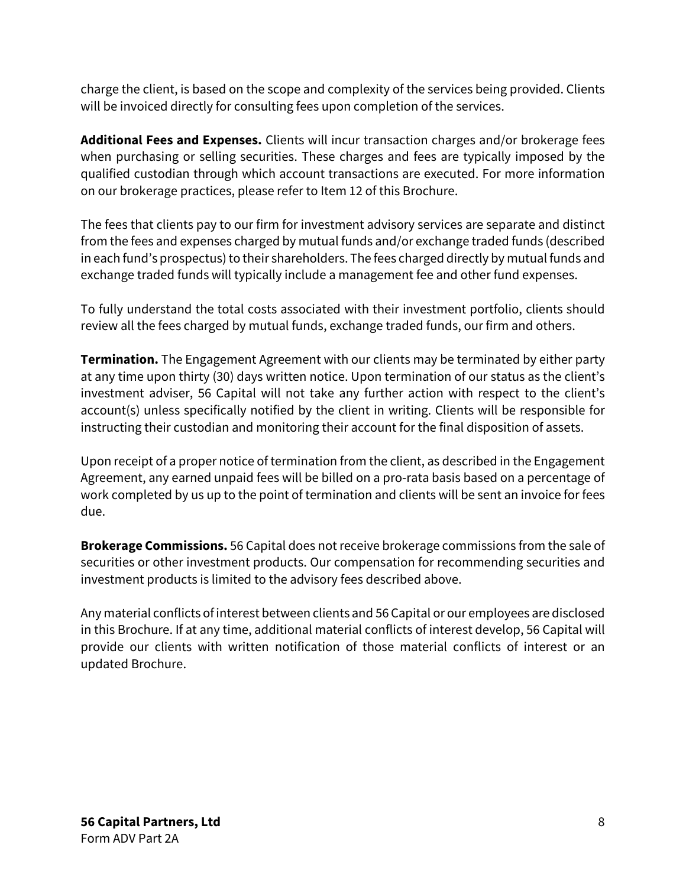charge the client, is based on the scope and complexity of the services being provided. Clients will be invoiced directly for consulting fees upon completion of the services.

**Additional Fees and Expenses.** Clients will incur transaction charges and/or brokerage fees when purchasing or selling securities. These charges and fees are typically imposed by the qualified custodian through which account transactions are executed. For more information on our brokerage practices, please refer to Item 12 of this Brochure.

The fees that clients pay to our firm for investment advisory services are separate and distinct from the fees and expenses charged by mutual funds and/or exchange traded funds (described in each fund's prospectus) to their shareholders. The fees charged directly by mutual funds and exchange traded funds will typically include a management fee and other fund expenses.

To fully understand the total costs associated with their investment portfolio, clients should review all the fees charged by mutual funds, exchange traded funds, our firm and others.

**Termination.** The Engagement Agreement with our clients may be terminated by either party at any time upon thirty (30) days written notice. Upon termination of our status as the client's investment adviser, 56 Capital will not take any further action with respect to the client's account(s) unless specifically notified by the client in writing. Clients will be responsible for instructing their custodian and monitoring their account for the final disposition of assets.

Upon receipt of a proper notice of termination from the client, as described in the Engagement Agreement, any earned unpaid fees will be billed on a pro-rata basis based on a percentage of work completed by us up to the point of termination and clients will be sent an invoice for fees due.

**Brokerage Commissions.** 56 Capital does not receive brokerage commissions from the sale of securities or other investment products. Our compensation for recommending securities and investment products is limited to the advisory fees described above.

Any material conflicts of interest between clients and 56 Capital or our employees are disclosed in this Brochure. If at any time, additional material conflicts of interest develop, 56 Capital will provide our clients with written notification of those material conflicts of interest or an updated Brochure.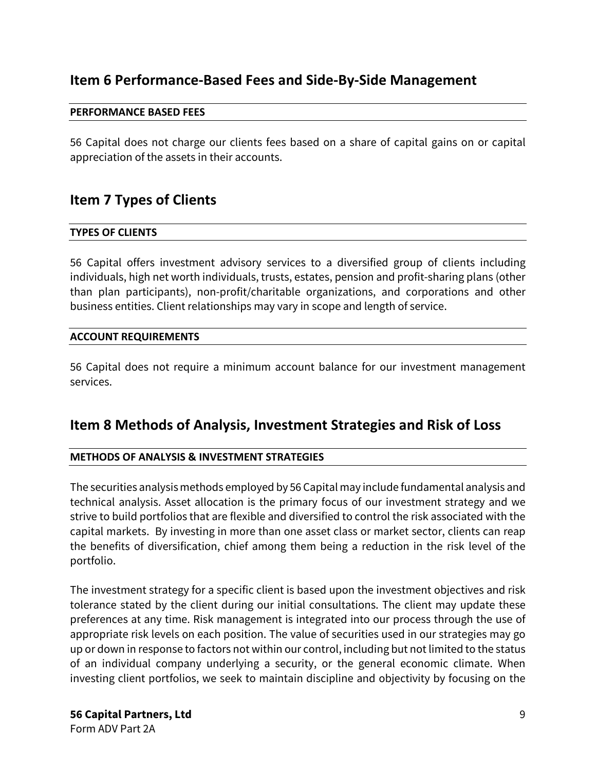## Item 6 Performance-Based Fees and Side-By-Side Management

### PERFORMANCE BASED FEES

56 Capital does not charge our clients fees based on a share of capital gains on or capital appreciation of the assets in their accounts.

## Item 7 Types of Clients

### TYPES OF CLIENTS

56 Capital offers investment advisory services to a diversified group of clients including individuals, high net worth individuals, trusts, estates, pension and profit-sharing plans (other than plan participants), non-profit/charitable organizations, and corporations and other business entities. Client relationships may vary in scope and length of service.

### ACCOUNT REQUIREMENTS

56 Capital does not require a minimum account balance for our investment management services.

## Item 8 Methods of Analysis, Investment Strategies and Risk of Loss

### METHODS OF ANALYSIS & INVESTMENT STRATEGIES

The securities analysis methods employed by 56 Capital may include fundamental analysis and technical analysis. Asset allocation is the primary focus of our investment strategy and we strive to build portfolios that are flexible and diversified to control the risk associated with the capital markets. By investing in more than one asset class or market sector, clients can reap the benefits of diversification, chief among them being a reduction in the risk level of the portfolio.

The investment strategy for a specific client is based upon the investment objectives and risk tolerance stated by the client during our initial consultations. The client may update these preferences at any time. Risk management is integrated into our process through the use of appropriate risk levels on each position. The value of securities used in our strategies may go up or down in response to factors not within our control, including but not limited to the status of an individual company underlying a security, or the general economic climate. When investing client portfolios, we seek to maintain discipline and objectivity by focusing on the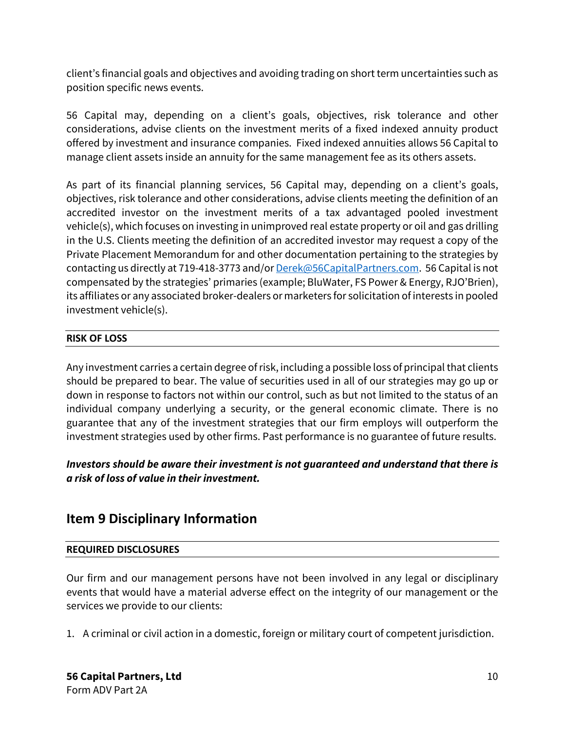client's financial goals and objectives and avoiding trading on short term uncertainties such as position specific news events.

56 Capital may, depending on a client's goals, objectives, risk tolerance and other considerations, advise clients on the investment merits of a fixed indexed annuity product offered by investment and insurance companies. Fixed indexed annuities allows 56 Capital to manage client assets inside an annuity for the same management fee as its others assets.

As part of its financial planning services, 56 Capital may, depending on a client's goals, objectives, risk tolerance and other considerations, advise clients meeting the definition of an accredited investor on the investment merits of a tax advantaged pooled investment vehicle(s), which focuses on investing in unimproved real estate property or oil and gas drilling in the U.S. Clients meeting the definition of an accredited investor may request a copy of the Private Placement Memorandum for and other documentation pertaining to the strategies by contacting us directly at 719-418-3773 and/or [Derek@56CapitalPartners.com](mailto:Derek@56CapitalPartners.com). 56 Capital is not compensated by the strategies' primaries (example; BluWater, FS Power & Energy, RJO'Brien), its affiliates or any associated broker-dealers or marketers for solicitation of interests in pooled investment vehicle(s).

**RISK OF LOSS**

Any investment carries a certain degree of risk, including a possible loss of principal that clients should be prepared to bear. The value of securities used in all of our strategies may go up or down in response to factors not within our control, such as but not limited to the status of an individual company underlying a security, or the general economic climate. There is no guarantee that any of the investment strategies that our firm employs will outperform the investment strategies used by other firms. Past performance is no guarantee of future results.

***Investors should be aware their investment is not guaranteed and understand that there is a risk of loss of value in their investment.***

## Item 9 Disciplinary Information

**REQUIRED DISCLOSURES**

Our firm and our management persons have not been involved in any legal or disciplinary events that would have a material adverse effect on the integrity of our management or the services we provide to our clients:

1. A criminal or civil action in a domestic, foreign or military court of competent jurisdiction.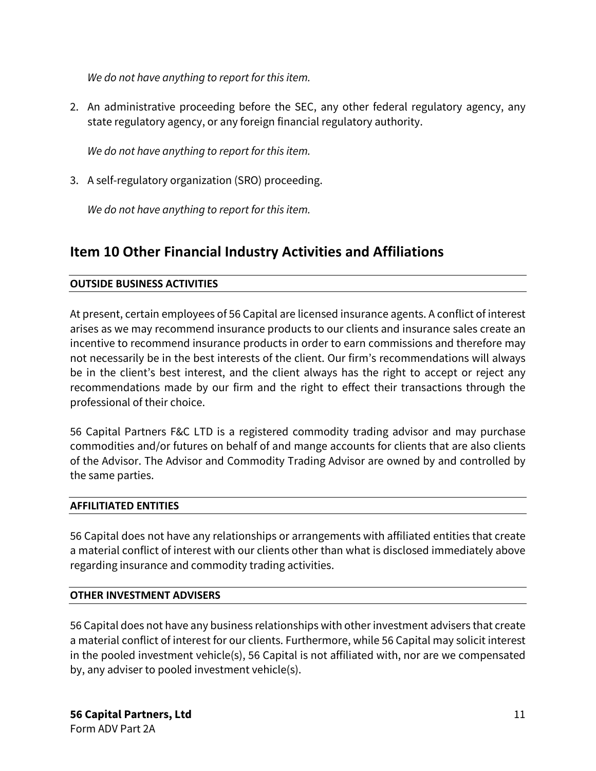*We do not have anything to report for this item.*

2. An administrative proceeding before the SEC, any other federal regulatory agency, any state regulatory agency, or any foreign financial regulatory authority.

   *We do not have anything to report for this item.*

3. A self-regulatory organization (SRO) proceeding.

   *We do not have anything to report for this item.*

## Item 10 Other Financial Industry Activities and Affiliations

**OUTSIDE BUSINESS ACTIVITIES**

At present, certain employees of 56 Capital are licensed insurance agents. A conflict of interest arises as we may recommend insurance products to our clients and insurance sales create an incentive to recommend insurance products in order to earn commissions and therefore may not necessarily be in the best interests of the client. Our firm's recommendations will always be in the client's best interest, and the client always has the right to accept or reject any recommendations made by our firm and the right to effect their transactions through the professional of their choice.

56 Capital Partners F&C LTD is a registered commodity trading advisor and may purchase commodities and/or futures on behalf of and mange accounts for clients that are also clients of the Advisor. The Advisor and Commodity Trading Advisor are owned by and controlled by the same parties.

**AFFILITIATED ENTITIES**

56 Capital does not have any relationships or arrangements with affiliated entities that create a material conflict of interest with our clients other than what is disclosed immediately above regarding insurance and commodity trading activities.

**OTHER INVESTMENT ADVISERS**

56 Capital does not have any business relationships with other investment advisers that create a material conflict of interest for our clients. Furthermore, while 56 Capital may solicit interest in the pooled investment vehicle(s), 56 Capital is not affiliated with, nor are we compensated by, any adviser to pooled investment vehicle(s).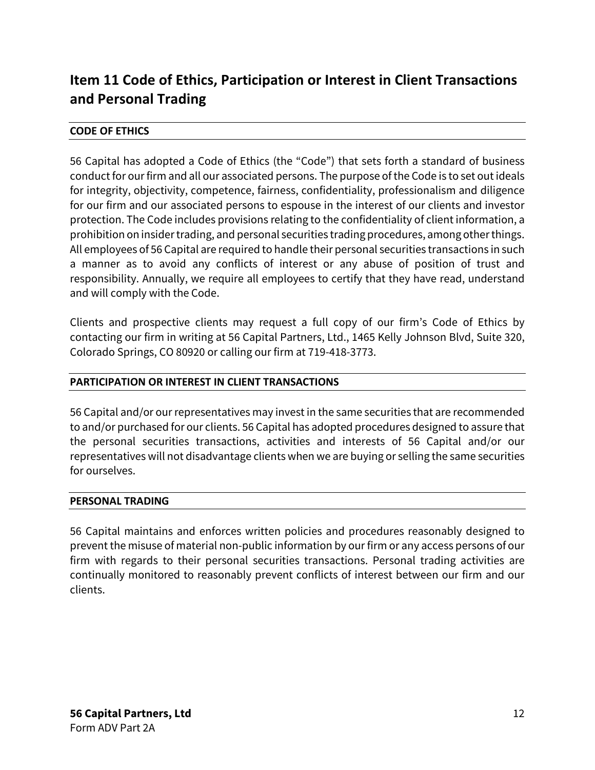## Item 11 Code of Ethics, Participation or Interest in Client Transactions and Personal Trading

**CODE OF ETHICS**

56 Capital has adopted a Code of Ethics (the "Code") that sets forth a standard of business conduct for our firm and all our associated persons. The purpose of the Code is to set out ideals for integrity, objectivity, competence, fairness, confidentiality, professionalism and diligence for our firm and our associated persons to espouse in the interest of our clients and investor protection. The Code includes provisions relating to the confidentiality of client information, a prohibition on insider trading, and personal securities trading procedures, among other things. All employees of 56 Capital are required to handle their personal securities transactions in such a manner as to avoid any conflicts of interest or any abuse of position of trust and responsibility. Annually, we require all employees to certify that they have read, understand and will comply with the Code.

Clients and prospective clients may request a full copy of our firm's Code of Ethics by contacting our firm in writing at 56 Capital Partners, Ltd., 1465 Kelly Johnson Blvd, Suite 320, Colorado Springs, CO 80920 or calling our firm at 719-418-3773.

**PARTICIPATION OR INTEREST IN CLIENT TRANSACTIONS**

56 Capital and/or our representatives may invest in the same securities that are recommended to and/or purchased for our clients. 56 Capital has adopted procedures designed to assure that the personal securities transactions, activities and interests of 56 Capital and/or our representatives will not disadvantage clients when we are buying or selling the same securities for ourselves.

**PERSONAL TRADING**

56 Capital maintains and enforces written policies and procedures reasonably designed to prevent the misuse of material non-public information by our firm or any access persons of our firm with regards to their personal securities transactions. Personal trading activities are continually monitored to reasonably prevent conflicts of interest between our firm and our clients.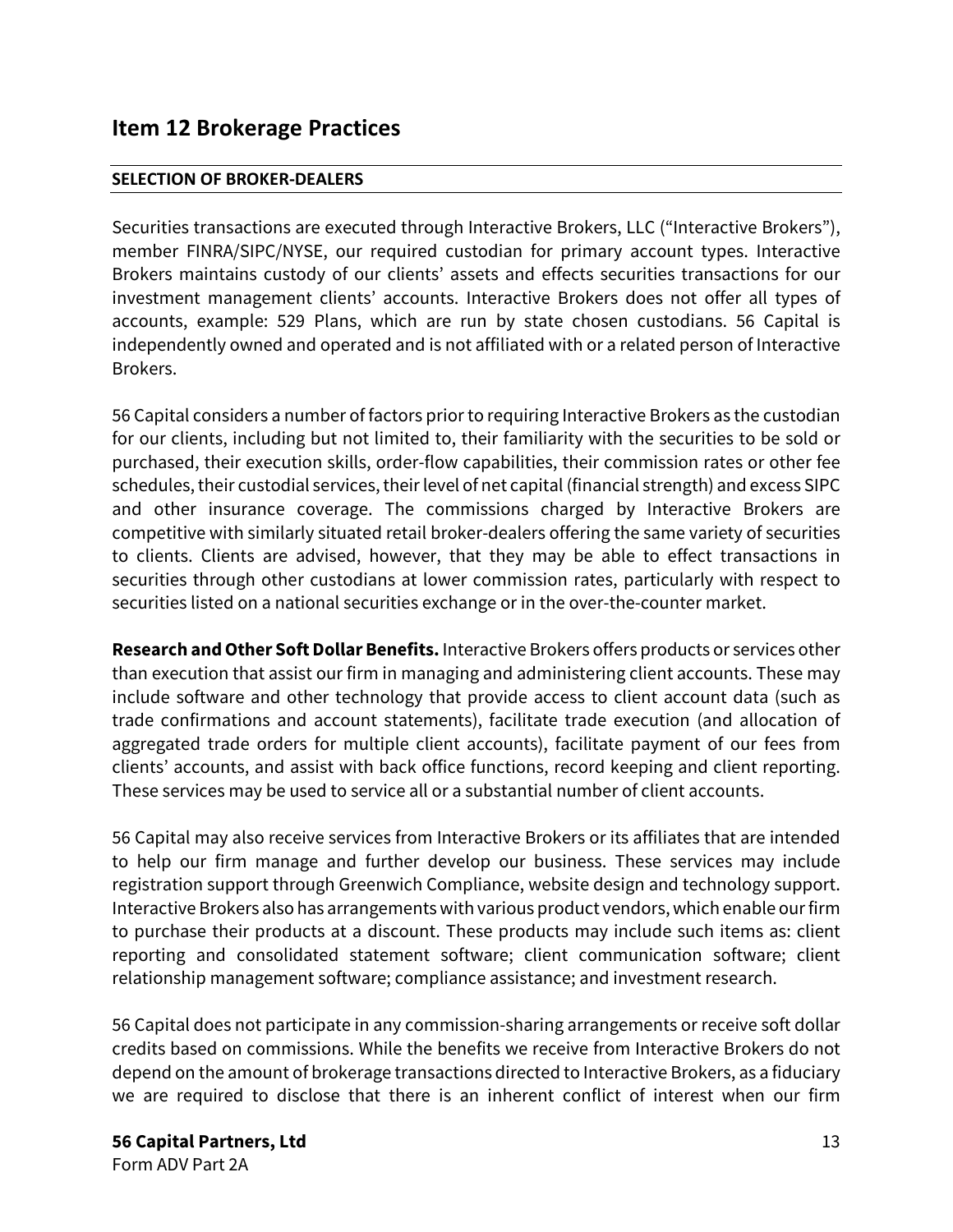## Item 12 Brokerage Practices

**SELECTION OF BROKER-DEALERS**

Securities transactions are executed through Interactive Brokers, LLC ("Interactive Brokers"), member FINRA/SIPC/NYSE, our required custodian for primary account types. Interactive Brokers maintains custody of our clients' assets and effects securities transactions for our investment management clients' accounts. Interactive Brokers does not offer all types of accounts, example: 529 Plans, which are run by state chosen custodians. 56 Capital is independently owned and operated and is not affiliated with or a related person of Interactive Brokers.

56 Capital considers a number of factors prior to requiring Interactive Brokers as the custodian for our clients, including but not limited to, their familiarity with the securities to be sold or purchased, their execution skills, order-flow capabilities, their commission rates or other fee schedules, their custodial services, their level of net capital (financial strength) and excess SIPC and other insurance coverage. The commissions charged by Interactive Brokers are competitive with similarly situated retail broker-dealers offering the same variety of securities to clients. Clients are advised, however, that they may be able to effect transactions in securities through other custodians at lower commission rates, particularly with respect to securities listed on a national securities exchange or in the over-the-counter market.

**Research and Other Soft Dollar Benefits.** Interactive Brokers offers products or services other than execution that assist our firm in managing and administering client accounts. These may include software and other technology that provide access to client account data (such as trade confirmations and account statements), facilitate trade execution (and allocation of aggregated trade orders for multiple client accounts), facilitate payment of our fees from clients' accounts, and assist with back office functions, record keeping and client reporting. These services may be used to service all or a substantial number of client accounts.

56 Capital may also receive services from Interactive Brokers or its affiliates that are intended to help our firm manage and further develop our business. These services may include registration support through Greenwich Compliance, website design and technology support. Interactive Brokers also has arrangements with various product vendors, which enable our firm to purchase their products at a discount. These products may include such items as: client reporting and consolidated statement software; client communication software; client relationship management software; compliance assistance; and investment research.

56 Capital does not participate in any commission-sharing arrangements or receive soft dollar credits based on commissions. While the benefits we receive from Interactive Brokers do not depend on the amount of brokerage transactions directed to Interactive Brokers, as a fiduciary we are required to disclose that there is an inherent conflict of interest when our firm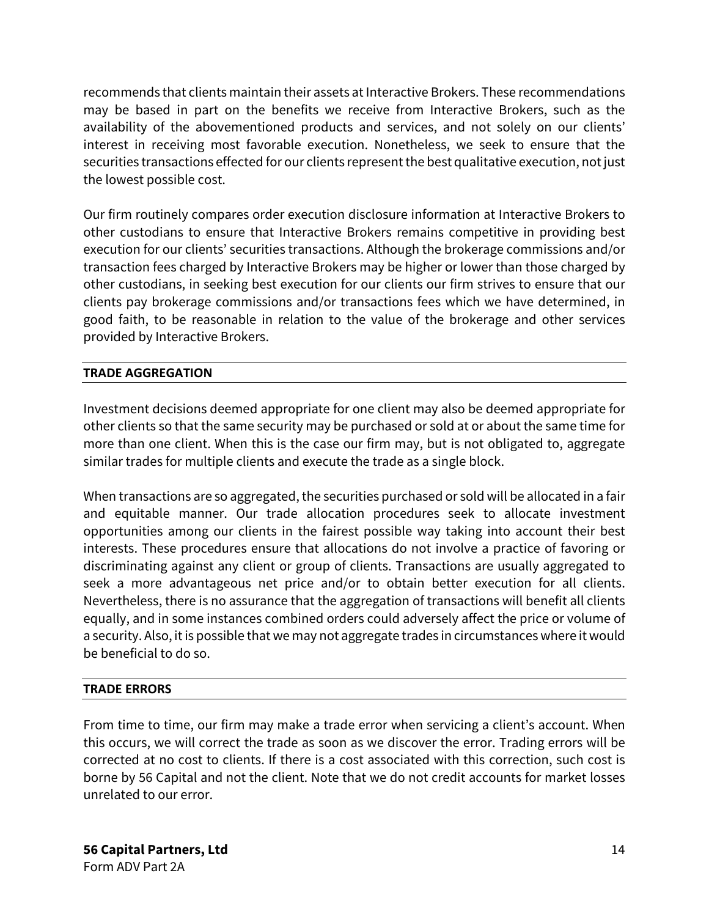recommends that clients maintain their assets at Interactive Brokers. These recommendations may be based in part on the benefits we receive from Interactive Brokers, such as the availability of the abovementioned products and services, and not solely on our clients' interest in receiving most favorable execution. Nonetheless, we seek to ensure that the securities transactions effected for our clients represent the best qualitative execution, not just the lowest possible cost.

Our firm routinely compares order execution disclosure information at Interactive Brokers to other custodians to ensure that Interactive Brokers remains competitive in providing best execution for our clients' securities transactions. Although the brokerage commissions and/or transaction fees charged by Interactive Brokers may be higher or lower than those charged by other custodians, in seeking best execution for our clients our firm strives to ensure that our clients pay brokerage commissions and/or transactions fees which we have determined, in good faith, to be reasonable in relation to the value of the brokerage and other services provided by Interactive Brokers.

## TRADE AGGREGATION

Investment decisions deemed appropriate for one client may also be deemed appropriate for other clients so that the same security may be purchased or sold at or about the same time for more than one client. When this is the case our firm may, but is not obligated to, aggregate similar trades for multiple clients and execute the trade as a single block.

When transactions are so aggregated, the securities purchased or sold will be allocated in a fair and equitable manner. Our trade allocation procedures seek to allocate investment opportunities among our clients in the fairest possible way taking into account their best interests. These procedures ensure that allocations do not involve a practice of favoring or discriminating against any client or group of clients. Transactions are usually aggregated to seek a more advantageous net price and/or to obtain better execution for all clients. Nevertheless, there is no assurance that the aggregation of transactions will benefit all clients equally, and in some instances combined orders could adversely affect the price or volume of a security. Also, it is possible that we may not aggregate trades in circumstances where it would be beneficial to do so.

## TRADE ERRORS

From time to time, our firm may make a trade error when servicing a client's account. When this occurs, we will correct the trade as soon as we discover the error. Trading errors will be corrected at no cost to clients. If there is a cost associated with this correction, such cost is borne by 56 Capital and not the client. Note that we do not credit accounts for market losses unrelated to our error.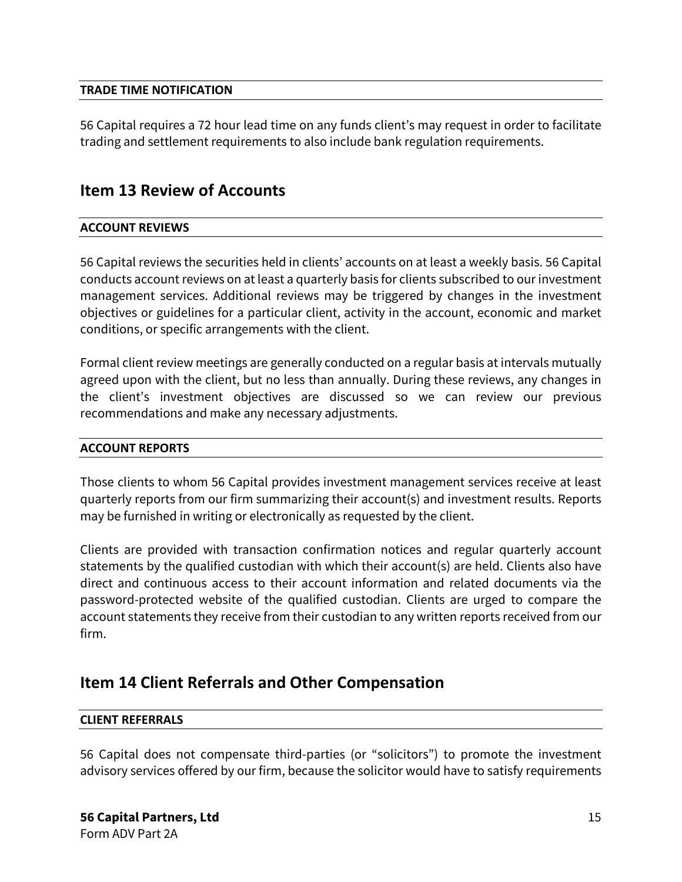#### TRADE TIME NOTIFICATION

56 Capital requires a 72 hour lead time on any funds client's may request in order to facilitate trading and settlement requirements to also include bank regulation requirements.

## Item 13 Review of Accounts

#### ACCOUNT REVIEWS

56 Capital reviews the securities held in clients' accounts on at least a weekly basis. 56 Capital conducts account reviews on at least a quarterly basis for clients subscribed to our investment management services. Additional reviews may be triggered by changes in the investment objectives or guidelines for a particular client, activity in the account, economic and market conditions, or specific arrangements with the client.

Formal client review meetings are generally conducted on a regular basis at intervals mutually agreed upon with the client, but no less than annually. During these reviews, any changes in the client's investment objectives are discussed so we can review our previous recommendations and make any necessary adjustments.

#### ACCOUNT REPORTS

Those clients to whom 56 Capital provides investment management services receive at least quarterly reports from our firm summarizing their account(s) and investment results. Reports may be furnished in writing or electronically as requested by the client.

Clients are provided with transaction confirmation notices and regular quarterly account statements by the qualified custodian with which their account(s) are held. Clients also have direct and continuous access to their account information and related documents via the password-protected website of the qualified custodian. Clients are urged to compare the account statements they receive from their custodian to any written reports received from our firm.

## Item 14 Client Referrals and Other Compensation

#### CLIENT REFERRALS

56 Capital does not compensate third-parties (or "solicitors") to promote the investment advisory services offered by our firm, because the solicitor would have to satisfy requirements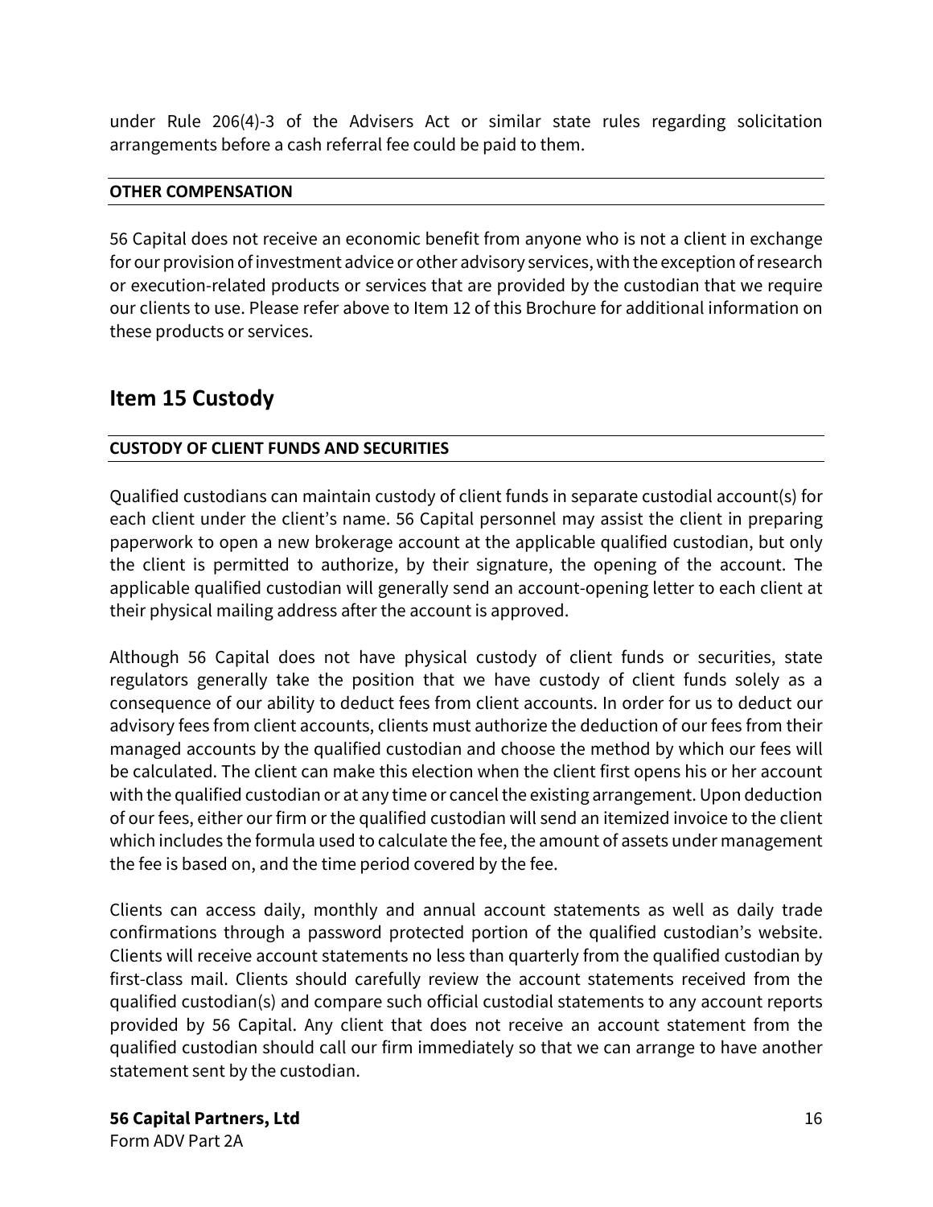under Rule 206(4)-3 of the Advisers Act or similar state rules regarding solicitation arrangements before a cash referral fee could be paid to them.

**OTHER COMPENSATION**

56 Capital does not receive an economic benefit from anyone who is not a client in exchange for our provision of investment advice or other advisory services, with the exception of research or execution-related products or services that are provided by the custodian that we require our clients to use. Please refer above to Item 12 of this Brochure for additional information on these products or services.

## Item 15 Custody

**CUSTODY OF CLIENT FUNDS AND SECURITIES**

Qualified custodians can maintain custody of client funds in separate custodial account(s) for each client under the client's name. 56 Capital personnel may assist the client in preparing paperwork to open a new brokerage account at the applicable qualified custodian, but only the client is permitted to authorize, by their signature, the opening of the account. The applicable qualified custodian will generally send an account-opening letter to each client at their physical mailing address after the account is approved.

Although 56 Capital does not have physical custody of client funds or securities, state regulators generally take the position that we have custody of client funds solely as a consequence of our ability to deduct fees from client accounts. In order for us to deduct our advisory fees from client accounts, clients must authorize the deduction of our fees from their managed accounts by the qualified custodian and choose the method by which our fees will be calculated. The client can make this election when the client first opens his or her account with the qualified custodian or at any time or cancel the existing arrangement. Upon deduction of our fees, either our firm or the qualified custodian will send an itemized invoice to the client which includes the formula used to calculate the fee, the amount of assets under management the fee is based on, and the time period covered by the fee.

Clients can access daily, monthly and annual account statements as well as daily trade confirmations through a password protected portion of the qualified custodian's website. Clients will receive account statements no less than quarterly from the qualified custodian by first-class mail. Clients should carefully review the account statements received from the qualified custodian(s) and compare such official custodial statements to any account reports provided by 56 Capital. Any client that does not receive an account statement from the qualified custodian should call our firm immediately so that we can arrange to have another statement sent by the custodian.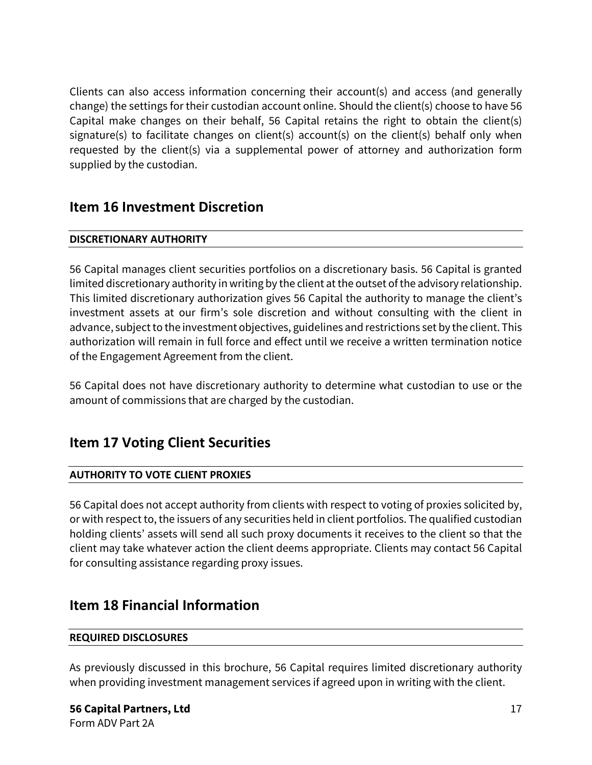Clients can also access information concerning their account(s) and access (and generally change) the settings for their custodian account online. Should the client(s) choose to have 56 Capital make changes on their behalf, 56 Capital retains the right to obtain the client(s) signature(s) to facilitate changes on client(s) account(s) on the client(s) behalf only when requested by the client(s) via a supplemental power of attorney and authorization form supplied by the custodian.

## Item 16 Investment Discretion

**DISCRETIONARY AUTHORITY**

56 Capital manages client securities portfolios on a discretionary basis. 56 Capital is granted limited discretionary authority in writing by the client at the outset of the advisory relationship. This limited discretionary authorization gives 56 Capital the authority to manage the client's investment assets at our firm's sole discretion and without consulting with the client in advance, subject to the investment objectives, guidelines and restrictions set by the client. This authorization will remain in full force and effect until we receive a written termination notice of the Engagement Agreement from the client.

56 Capital does not have discretionary authority to determine what custodian to use or the amount of commissions that are charged by the custodian.

## Item 17 Voting Client Securities

**AUTHORITY TO VOTE CLIENT PROXIES**

56 Capital does not accept authority from clients with respect to voting of proxies solicited by, or with respect to, the issuers of any securities held in client portfolios. The qualified custodian holding clients' assets will send all such proxy documents it receives to the client so that the client may take whatever action the client deems appropriate. Clients may contact 56 Capital for consulting assistance regarding proxy issues.

## Item 18 Financial Information

**REQUIRED DISCLOSURES**

As previously discussed in this brochure, 56 Capital requires limited discretionary authority when providing investment management services if agreed upon in writing with the client.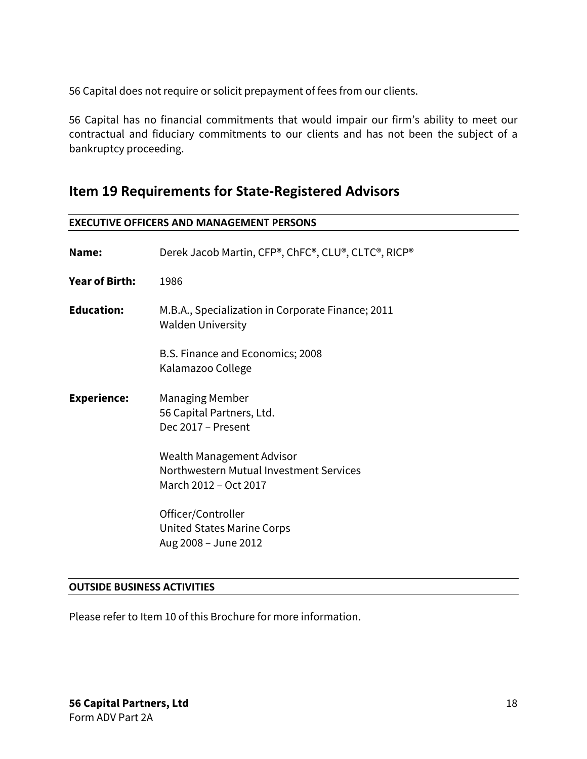56 Capital does not require or solicit prepayment of fees from our clients.

56 Capital has no financial commitments that would impair our firm's ability to meet our contractual and fiduciary commitments to our clients and has not been the subject of a bankruptcy proceeding.

## Item 19 Requirements for State-Registered Advisors

**EXECUTIVE OFFICERS AND MANAGEMENT PERSONS**

**Name:** Derek Jacob Martin, CFP®, ChFC®, CLU®, CLTC®, RICP®

**Year of Birth:** 1986

**Education:**
M.B.A., Specialization in Corporate Finance; 2011
Walden University

B.S. Finance and Economics; 2008
Kalamazoo College

**Experience:**
Managing Member
56 Capital Partners, Ltd.
Dec 2017 – Present

Wealth Management Advisor
Northwestern Mutual Investment Services
March 2012 – Oct 2017

Officer/Controller
United States Marine Corps
Aug 2008 – June 2012

**OUTSIDE BUSINESS ACTIVITIES**

Please refer to Item 10 of this Brochure for more information.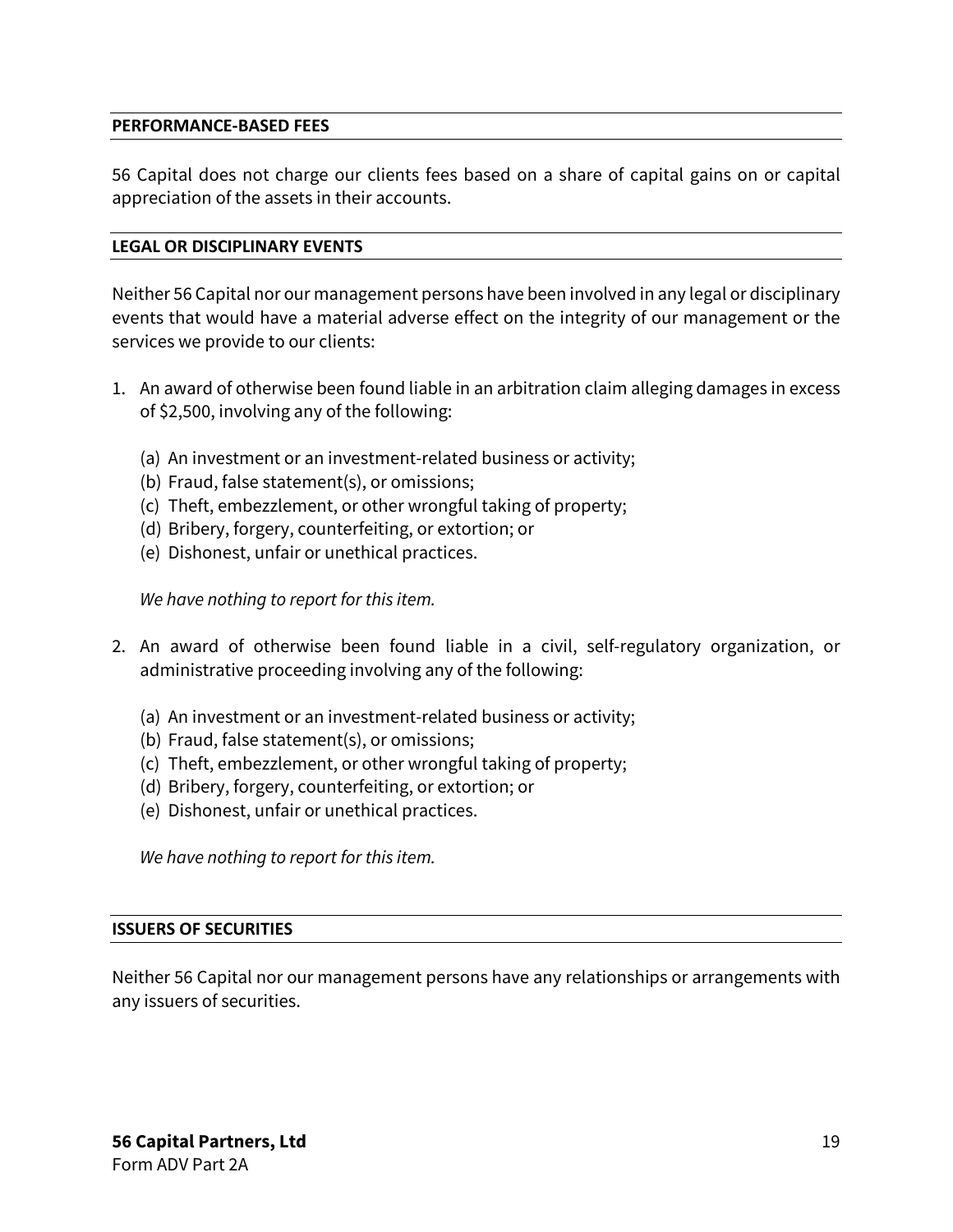## PERFORMANCE-BASED FEES

56 Capital does not charge our clients fees based on a share of capital gains on or capital appreciation of the assets in their accounts.

## LEGAL OR DISCIPLINARY EVENTS

Neither 56 Capital nor our management persons have been involved in any legal or disciplinary events that would have a material adverse effect on the integrity of our management or the services we provide to our clients:

1. An award of otherwise been found liable in an arbitration claim alleging damages in excess of $2,500, involving any of the following:

   (a) An investment or an investment-related business or activity;
   (b) Fraud, false statement(s), or omissions;
   (c) Theft, embezzlement, or other wrongful taking of property;
   (d) Bribery, forgery, counterfeiting, or extortion; or
   (e) Dishonest, unfair or unethical practices.

   *We have nothing to report for this item.*

2. An award of otherwise been found liable in a civil, self-regulatory organization, or administrative proceeding involving any of the following:

   (a) An investment or an investment-related business or activity;
   (b) Fraud, false statement(s), or omissions;
   (c) Theft, embezzlement, or other wrongful taking of property;
   (d) Bribery, forgery, counterfeiting, or extortion; or
   (e) Dishonest, unfair or unethical practices.

   *We have nothing to report for this item.*

## ISSUERS OF SECURITIES

Neither 56 Capital nor our management persons have any relationships or arrangements with any issuers of securities.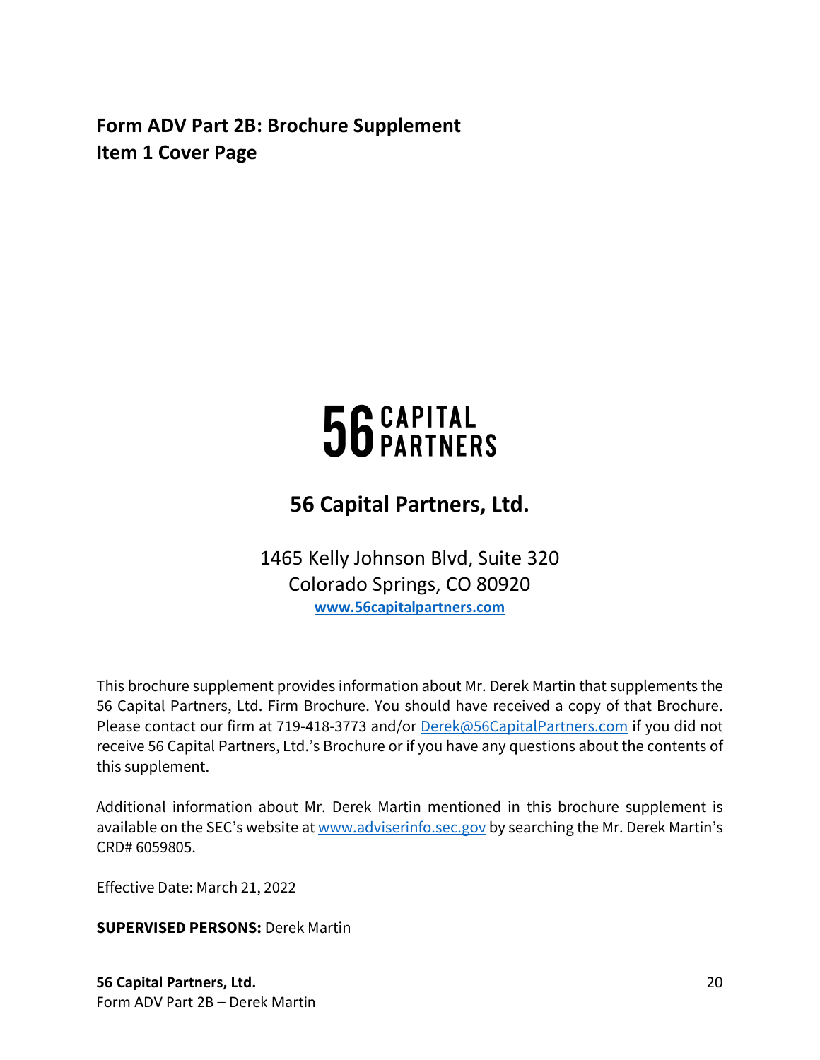# Form ADV Part 2B: Brochure Supplement
## Item 1 Cover Page

**56 CAPITAL PARTNERS**

## 56 Capital Partners, Ltd.

1465 Kelly Johnson Blvd, Suite 320
Colorado Springs, CO 80920
**www.56capitalpartners.com**

This brochure supplement provides information about Mr. Derek Martin that supplements the 56 Capital Partners, Ltd. Firm Brochure. You should have received a copy of that Brochure. Please contact our firm at 719-418-3773 and/or Derek@56CapitalPartners.com if you did not receive 56 Capital Partners, Ltd.'s Brochure or if you have any questions about the contents of this supplement.

Additional information about Mr. Derek Martin mentioned in this brochure supplement is available on the SEC's website at www.adviserinfo.sec.gov by searching the Mr. Derek Martin's CRD# 6059805.

Effective Date: March 21, 2022

**SUPERVISED PERSONS:** Derek Martin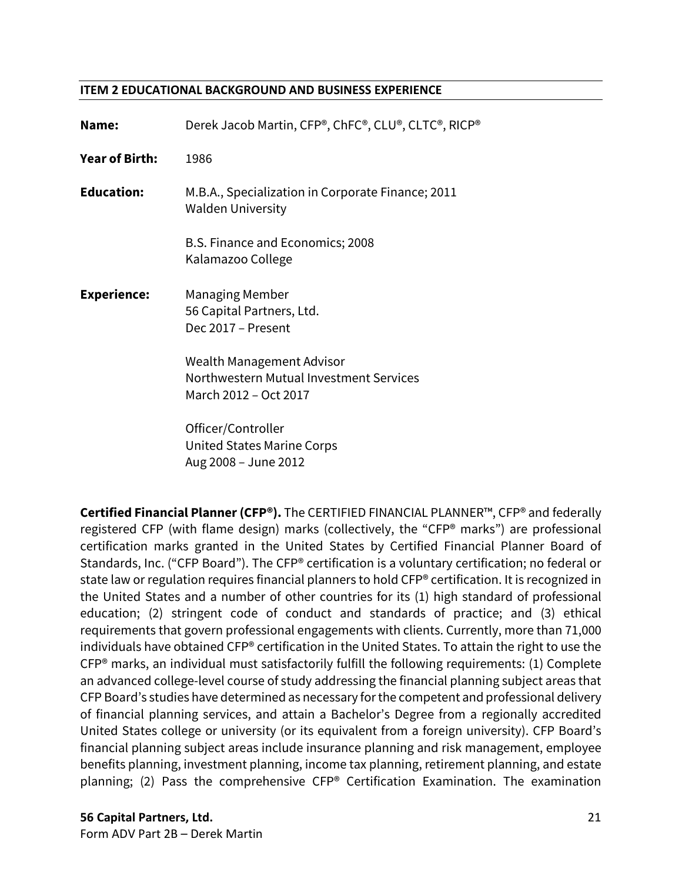## ITEM 2 EDUCATIONAL BACKGROUND AND BUSINESS EXPERIENCE

**Name:** Derek Jacob Martin, CFP®, ChFC®, CLU®, CLTC®, RICP®

**Year of Birth:** 1986

**Education:**

M.B.A., Specialization in Corporate Finance; 2011
Walden University

B.S. Finance and Economics; 2008
Kalamazoo College

**Experience:**

Managing Member
56 Capital Partners, Ltd.
Dec 2017 – Present

Wealth Management Advisor
Northwestern Mutual Investment Services
March 2012 – Oct 2017

Officer/Controller
United States Marine Corps
Aug 2008 – June 2012

**Certified Financial Planner (CFP®).** The CERTIFIED FINANCIAL PLANNER™, CFP® and federally registered CFP (with flame design) marks (collectively, the "CFP® marks") are professional certification marks granted in the United States by Certified Financial Planner Board of Standards, Inc. ("CFP Board"). The CFP® certification is a voluntary certification; no federal or state law or regulation requires financial planners to hold CFP® certification. It is recognized in the United States and a number of other countries for its (1) high standard of professional education; (2) stringent code of conduct and standards of practice; and (3) ethical requirements that govern professional engagements with clients. Currently, more than 71,000 individuals have obtained CFP® certification in the United States. To attain the right to use the CFP® marks, an individual must satisfactorily fulfill the following requirements: (1) Complete an advanced college-level course of study addressing the financial planning subject areas that CFP Board's studies have determined as necessary for the competent and professional delivery of financial planning services, and attain a Bachelor's Degree from a regionally accredited United States college or university (or its equivalent from a foreign university). CFP Board's financial planning subject areas include insurance planning and risk management, employee benefits planning, investment planning, income tax planning, retirement planning, and estate planning; (2) Pass the comprehensive CFP® Certification Examination. The examination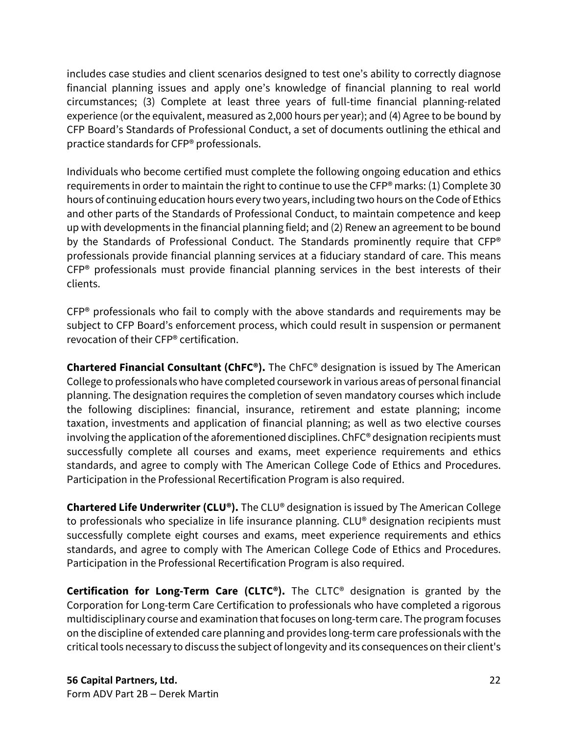includes case studies and client scenarios designed to test one's ability to correctly diagnose financial planning issues and apply one's knowledge of financial planning to real world circumstances; (3) Complete at least three years of full-time financial planning-related experience (or the equivalent, measured as 2,000 hours per year); and (4) Agree to be bound by CFP Board's Standards of Professional Conduct, a set of documents outlining the ethical and practice standards for CFP® professionals.

Individuals who become certified must complete the following ongoing education and ethics requirements in order to maintain the right to continue to use the CFP® marks: (1) Complete 30 hours of continuing education hours every two years, including two hours on the Code of Ethics and other parts of the Standards of Professional Conduct, to maintain competence and keep up with developments in the financial planning field; and (2) Renew an agreement to be bound by the Standards of Professional Conduct. The Standards prominently require that CFP® professionals provide financial planning services at a fiduciary standard of care. This means CFP® professionals must provide financial planning services in the best interests of their clients.

CFP® professionals who fail to comply with the above standards and requirements may be subject to CFP Board's enforcement process, which could result in suspension or permanent revocation of their CFP® certification.

**Chartered Financial Consultant (ChFC®).** The ChFC® designation is issued by The American College to professionals who have completed coursework in various areas of personal financial planning. The designation requires the completion of seven mandatory courses which include the following disciplines: financial, insurance, retirement and estate planning; income taxation, investments and application of financial planning; as well as two elective courses involving the application of the aforementioned disciplines. ChFC® designation recipients must successfully complete all courses and exams, meet experience requirements and ethics standards, and agree to comply with The American College Code of Ethics and Procedures. Participation in the Professional Recertification Program is also required.

**Chartered Life Underwriter (CLU®).** The CLU® designation is issued by The American College to professionals who specialize in life insurance planning. CLU® designation recipients must successfully complete eight courses and exams, meet experience requirements and ethics standards, and agree to comply with The American College Code of Ethics and Procedures. Participation in the Professional Recertification Program is also required.

**Certification for Long-Term Care (CLTC®).** The CLTC® designation is granted by the Corporation for Long-term Care Certification to professionals who have completed a rigorous multidisciplinary course and examination that focuses on long-term care. The program focuses on the discipline of extended care planning and provides long-term care professionals with the critical tools necessary to discuss the subject of longevity and its consequences on their client's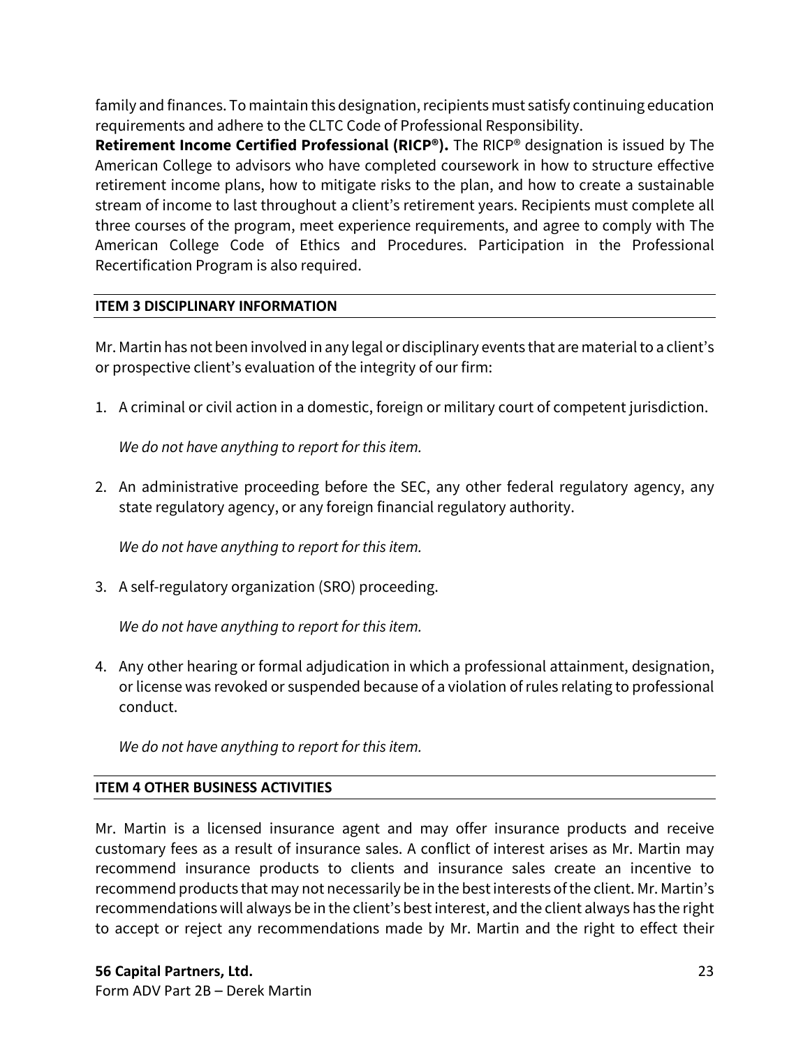family and finances. To maintain this designation, recipients must satisfy continuing education requirements and adhere to the CLTC Code of Professional Responsibility.

**Retirement Income Certified Professional (RICP®).** The RICP® designation is issued by The American College to advisors who have completed coursework in how to structure effective retirement income plans, how to mitigate risks to the plan, and how to create a sustainable stream of income to last throughout a client's retirement years. Recipients must complete all three courses of the program, meet experience requirements, and agree to comply with The American College Code of Ethics and Procedures. Participation in the Professional Recertification Program is also required.

## ITEM 3 DISCIPLINARY INFORMATION

Mr. Martin has not been involved in any legal or disciplinary events that are material to a client's or prospective client's evaluation of the integrity of our firm:

1. A criminal or civil action in a domestic, foreign or military court of competent jurisdiction.

   *We do not have anything to report for this item.*

2. An administrative proceeding before the SEC, any other federal regulatory agency, any state regulatory agency, or any foreign financial regulatory authority.

   *We do not have anything to report for this item.*

3. A self-regulatory organization (SRO) proceeding.

   *We do not have anything to report for this item.*

4. Any other hearing or formal adjudication in which a professional attainment, designation, or license was revoked or suspended because of a violation of rules relating to professional conduct.

   *We do not have anything to report for this item.*

## ITEM 4 OTHER BUSINESS ACTIVITIES

Mr. Martin is a licensed insurance agent and may offer insurance products and receive customary fees as a result of insurance sales. A conflict of interest arises as Mr. Martin may recommend insurance products to clients and insurance sales create an incentive to recommend products that may not necessarily be in the best interests of the client. Mr. Martin's recommendations will always be in the client's best interest, and the client always has the right to accept or reject any recommendations made by Mr. Martin and the right to effect their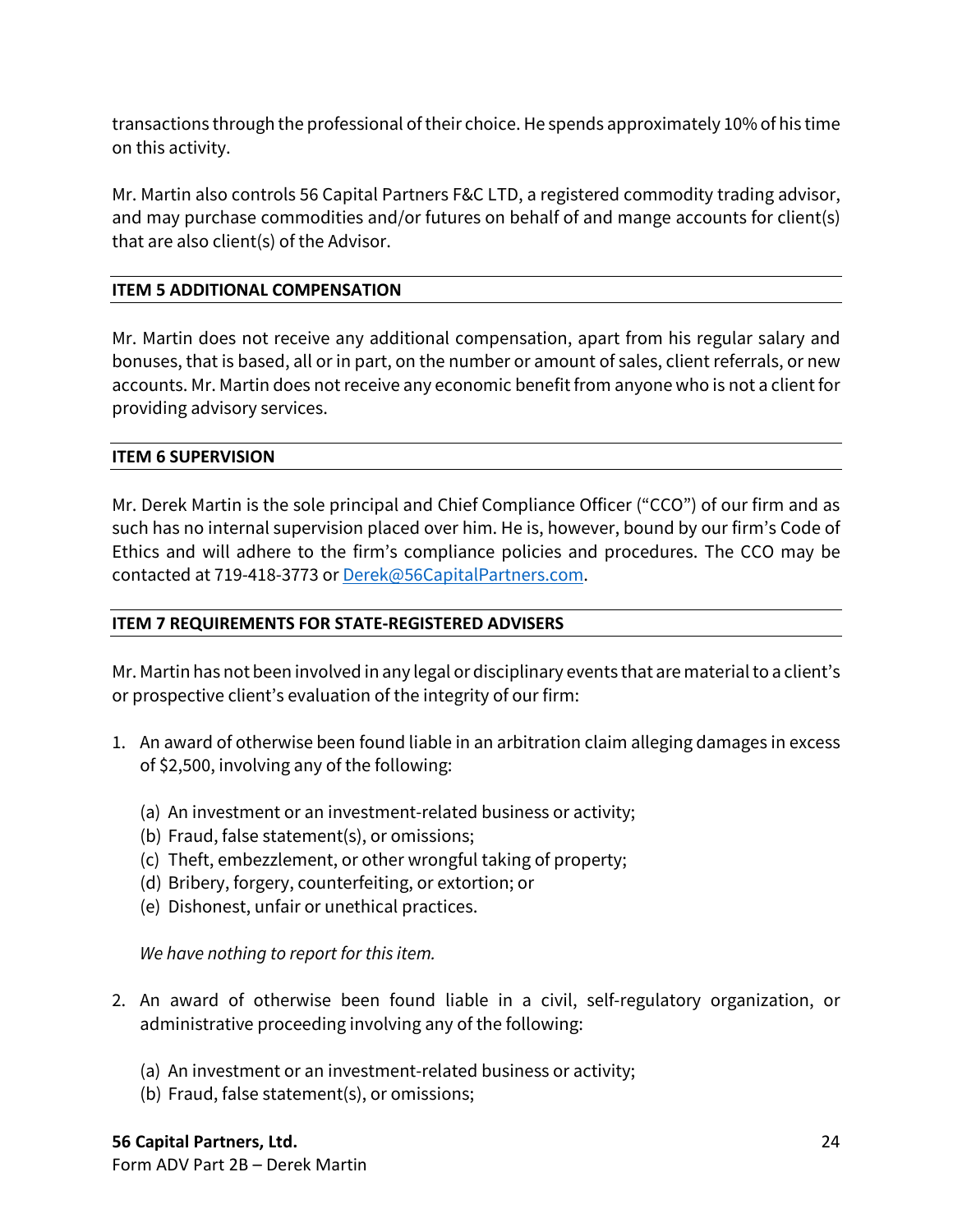transactions through the professional of their choice. He spends approximately 10% of his time on this activity.

Mr. Martin also controls 56 Capital Partners F&C LTD, a registered commodity trading advisor, and may purchase commodities and/or futures on behalf of and mange accounts for client(s) that are also client(s) of the Advisor.

## ITEM 5 ADDITIONAL COMPENSATION

Mr. Martin does not receive any additional compensation, apart from his regular salary and bonuses, that is based, all or in part, on the number or amount of sales, client referrals, or new accounts. Mr. Martin does not receive any economic benefit from anyone who is not a client for providing advisory services.

## ITEM 6 SUPERVISION

Mr. Derek Martin is the sole principal and Chief Compliance Officer ("CCO") of our firm and as such has no internal supervision placed over him. He is, however, bound by our firm's Code of Ethics and will adhere to the firm's compliance policies and procedures. The CCO may be contacted at 719-418-3773 or [Derek@56CapitalPartners.com](mailto:Derek@56CapitalPartners.com).

## ITEM 7 REQUIREMENTS FOR STATE-REGISTERED ADVISERS

Mr. Martin has not been involved in any legal or disciplinary events that are material to a client's or prospective client's evaluation of the integrity of our firm:

1. An award of otherwise been found liable in an arbitration claim alleging damages in excess of $2,500, involving any of the following:

   (a) An investment or an investment-related business or activity;
   (b) Fraud, false statement(s), or omissions;
   (c) Theft, embezzlement, or other wrongful taking of property;
   (d) Bribery, forgery, counterfeiting, or extortion; or
   (e) Dishonest, unfair or unethical practices.

   *We have nothing to report for this item.*

2. An award of otherwise been found liable in a civil, self-regulatory organization, or administrative proceeding involving any of the following:

   (a) An investment or an investment-related business or activity;
   (b) Fraud, false statement(s), or omissions;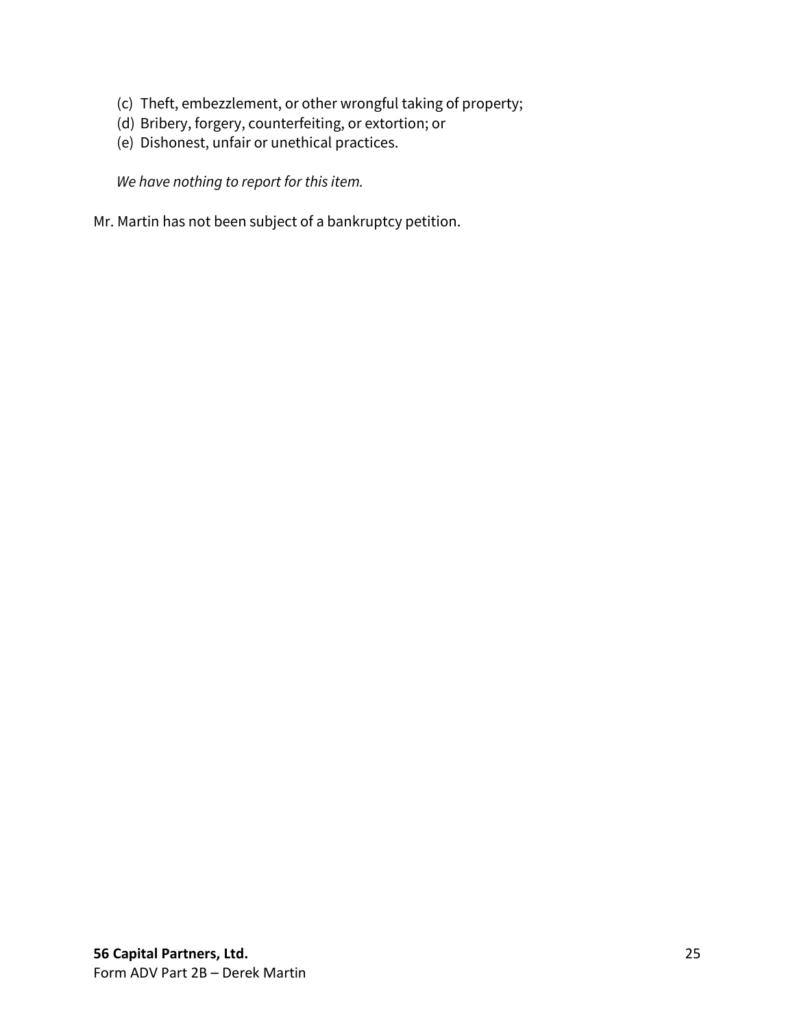(c) Theft, embezzlement, or other wrongful taking of property;
   (d) Bribery, forgery, counterfeiting, or extortion; or
   (e) Dishonest, unfair or unethical practices.

   *We have nothing to report for this item.*

Mr. Martin has not been subject of a bankruptcy petition.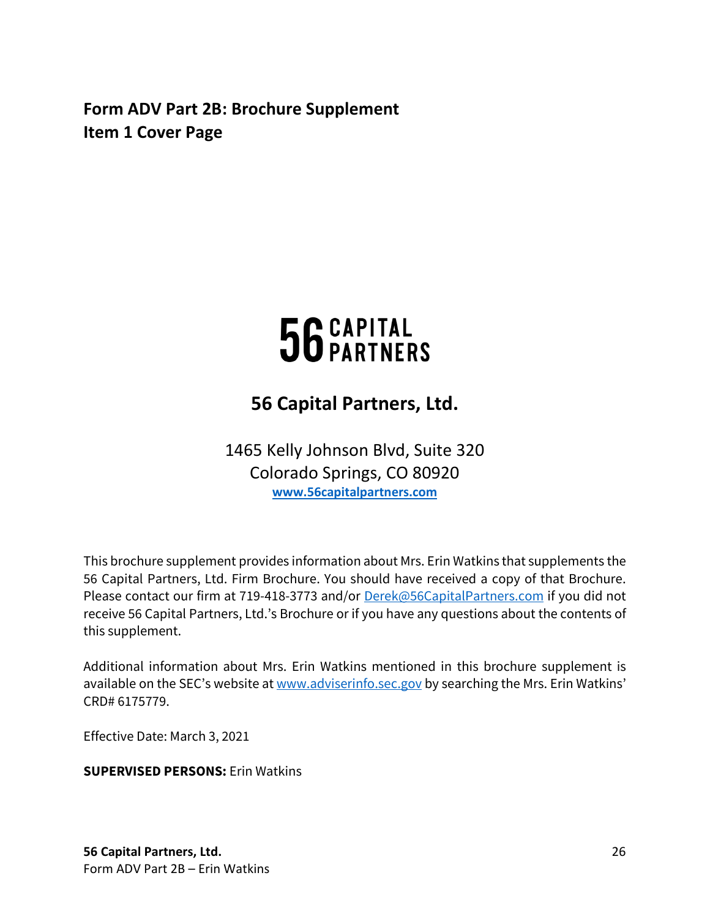# Form ADV Part 2B: Brochure Supplement
## Item 1 Cover Page

56 CAPITAL PARTNERS

**56 Capital Partners, Ltd.**

1465 Kelly Johnson Blvd, Suite 320
Colorado Springs, CO 80920
**www.56capitalpartners.com**

This brochure supplement provides information about Mrs. Erin Watkins that supplements the 56 Capital Partners, Ltd. Firm Brochure. You should have received a copy of that Brochure. Please contact our firm at 719-418-3773 and/or Derek@56CapitalPartners.com if you did not receive 56 Capital Partners, Ltd.'s Brochure or if you have any questions about the contents of this supplement.

Additional information about Mrs. Erin Watkins mentioned in this brochure supplement is available on the SEC's website at www.adviserinfo.sec.gov by searching the Mrs. Erin Watkins' CRD# 6175779.

Effective Date: March 3, 2021

**SUPERVISED PERSONS:** Erin Watkins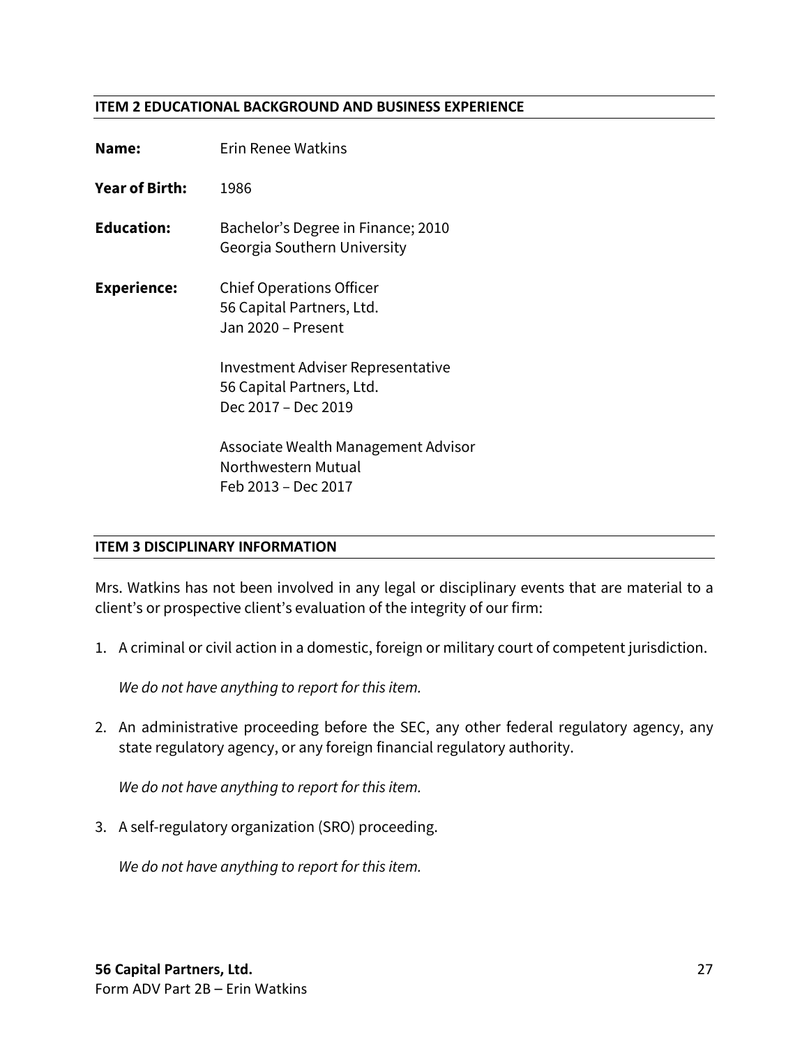## ITEM 2 EDUCATIONAL BACKGROUND AND BUSINESS EXPERIENCE

**Name:** Erin Renee Watkins

**Year of Birth:** 1986

**Education:** Bachelor's Degree in Finance; 2010
Georgia Southern University

**Experience:** Chief Operations Officer
56 Capital Partners, Ltd.
Jan 2020 – Present

Investment Adviser Representative
56 Capital Partners, Ltd.
Dec 2017 – Dec 2019

Associate Wealth Management Advisor
Northwestern Mutual
Feb 2013 – Dec 2017

## ITEM 3 DISCIPLINARY INFORMATION

Mrs. Watkins has not been involved in any legal or disciplinary events that are material to a client's or prospective client's evaluation of the integrity of our firm:

1. A criminal or civil action in a domestic, foreign or military court of competent jurisdiction.

   *We do not have anything to report for this item.*

2. An administrative proceeding before the SEC, any other federal regulatory agency, any state regulatory agency, or any foreign financial regulatory authority.

   *We do not have anything to report for this item.*

3. A self-regulatory organization (SRO) proceeding.

   *We do not have anything to report for this item.*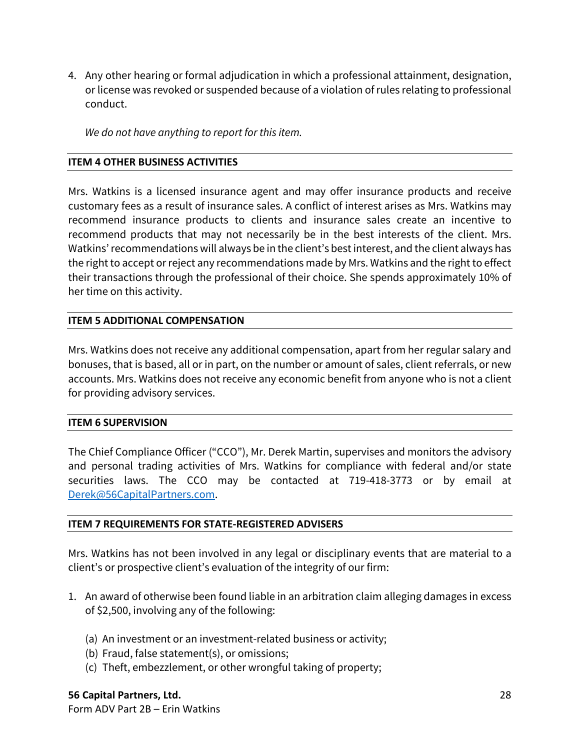4. Any other hearing or formal adjudication in which a professional attainment, designation, or license was revoked or suspended because of a violation of rules relating to professional conduct.

   *We do not have anything to report for this item.*

## ITEM 4 OTHER BUSINESS ACTIVITIES

Mrs. Watkins is a licensed insurance agent and may offer insurance products and receive customary fees as a result of insurance sales. A conflict of interest arises as Mrs. Watkins may recommend insurance products to clients and insurance sales create an incentive to recommend products that may not necessarily be in the best interests of the client. Mrs. Watkins' recommendations will always be in the client's best interest, and the client always has the right to accept or reject any recommendations made by Mrs. Watkins and the right to effect their transactions through the professional of their choice. She spends approximately 10% of her time on this activity.

## ITEM 5 ADDITIONAL COMPENSATION

Mrs. Watkins does not receive any additional compensation, apart from her regular salary and bonuses, that is based, all or in part, on the number or amount of sales, client referrals, or new accounts. Mrs. Watkins does not receive any economic benefit from anyone who is not a client for providing advisory services.

## ITEM 6 SUPERVISION

The Chief Compliance Officer ("CCO"), Mr. Derek Martin, supervises and monitors the advisory and personal trading activities of Mrs. Watkins for compliance with federal and/or state securities laws. The CCO may be contacted at 719-418-3773 or by email at [Derek@56CapitalPartners.com](mailto:Derek@56CapitalPartners.com).

## ITEM 7 REQUIREMENTS FOR STATE-REGISTERED ADVISERS

Mrs. Watkins has not been involved in any legal or disciplinary events that are material to a client's or prospective client's evaluation of the integrity of our firm:

1. An award of otherwise been found liable in an arbitration claim alleging damages in excess of $2,500, involving any of the following:

   (a) An investment or an investment-related business or activity;
   (b) Fraud, false statement(s), or omissions;
   (c) Theft, embezzlement, or other wrongful taking of property;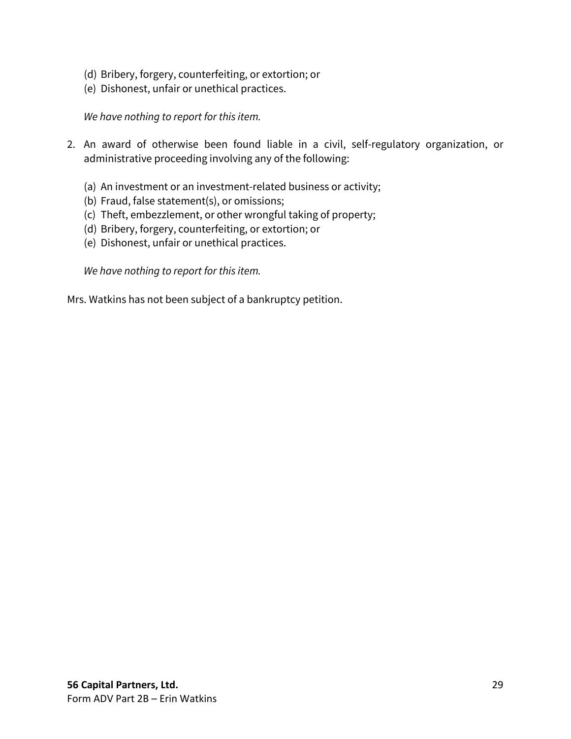(d) Bribery, forgery, counterfeiting, or extortion; or
(e) Dishonest, unfair or unethical practices.

*We have nothing to report for this item.*

2. An award of otherwise been found liable in a civil, self-regulatory organization, or administrative proceeding involving any of the following:

   (a) An investment or an investment-related business or activity;
   (b) Fraud, false statement(s), or omissions;
   (c) Theft, embezzlement, or other wrongful taking of property;
   (d) Bribery, forgery, counterfeiting, or extortion; or
   (e) Dishonest, unfair or unethical practices.

   *We have nothing to report for this item.*

Mrs. Watkins has not been subject of a bankruptcy petition.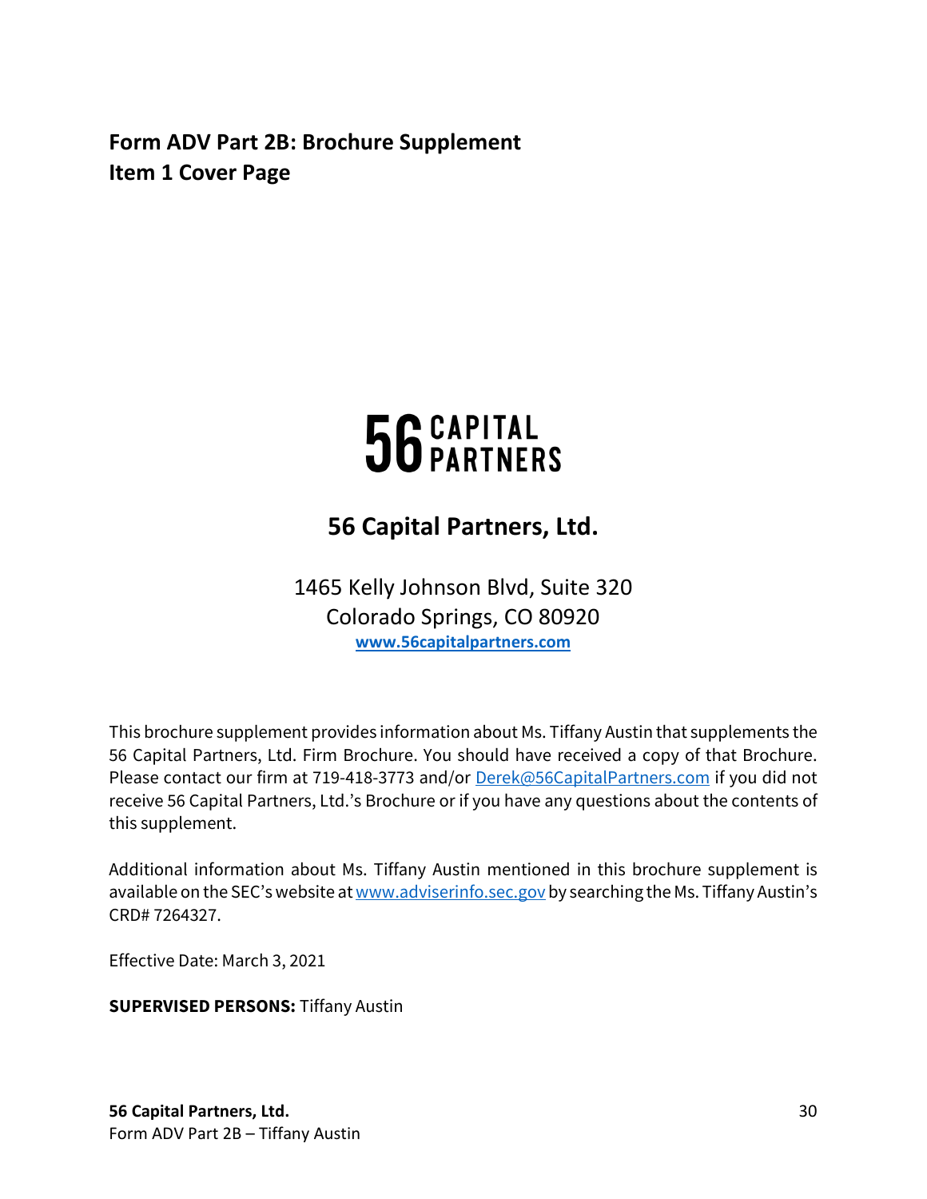# Form ADV Part 2B: Brochure Supplement
# Item 1 Cover Page

56 CAPITAL PARTNERS

## 56 Capital Partners, Ltd.

1465 Kelly Johnson Blvd, Suite 320
Colorado Springs, CO 80920
**www.56capitalpartners.com**

This brochure supplement provides information about Ms. Tiffany Austin that supplements the 56 Capital Partners, Ltd. Firm Brochure. You should have received a copy of that Brochure. Please contact our firm at 719-418-3773 and/or Derek@56CapitalPartners.com if you did not receive 56 Capital Partners, Ltd.'s Brochure or if you have any questions about the contents of this supplement.

Additional information about Ms. Tiffany Austin mentioned in this brochure supplement is available on the SEC's website at www.adviserinfo.sec.gov by searching the Ms. Tiffany Austin's CRD# 7264327.

Effective Date: March 3, 2021

**SUPERVISED PERSONS:** Tiffany Austin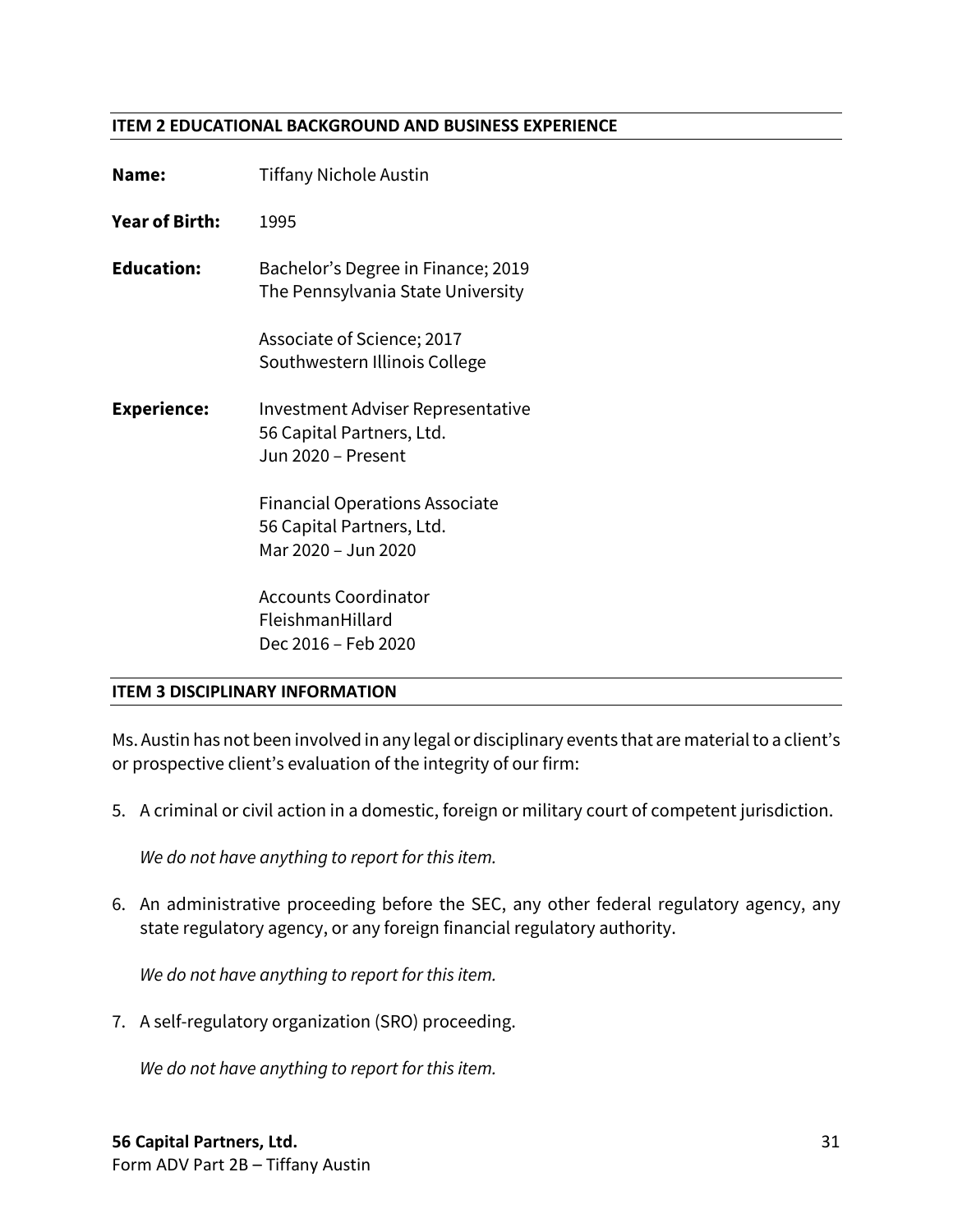## ITEM 2 EDUCATIONAL BACKGROUND AND BUSINESS EXPERIENCE

**Name:** Tiffany Nichole Austin

**Year of Birth:** 1995

**Education:**
Bachelor's Degree in Finance; 2019
The Pennsylvania State University

Associate of Science; 2017
Southwestern Illinois College

**Experience:**
Investment Adviser Representative
56 Capital Partners, Ltd.
Jun 2020 – Present

Financial Operations Associate
56 Capital Partners, Ltd.
Mar 2020 – Jun 2020

Accounts Coordinator
FleishmanHillard
Dec 2016 – Feb 2020

## ITEM 3 DISCIPLINARY INFORMATION

Ms. Austin has not been involved in any legal or disciplinary events that are material to a client's or prospective client's evaluation of the integrity of our firm:

5. A criminal or civil action in a domestic, foreign or military court of competent jurisdiction.

   *We do not have anything to report for this item.*

6. An administrative proceeding before the SEC, any other federal regulatory agency, any state regulatory agency, or any foreign financial regulatory authority.

   *We do not have anything to report for this item.*

7. A self-regulatory organization (SRO) proceeding.

   *We do not have anything to report for this item.*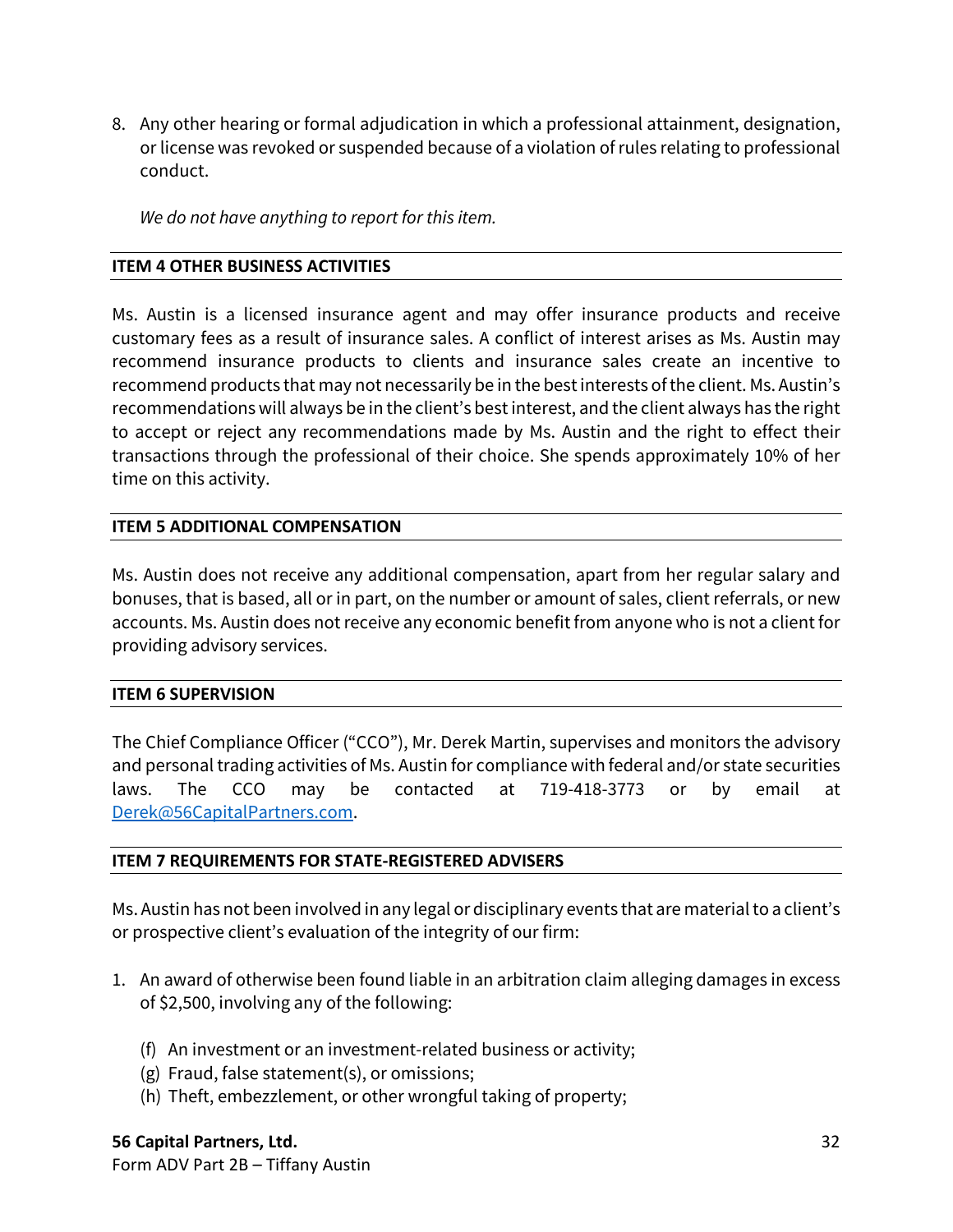8. Any other hearing or formal adjudication in which a professional attainment, designation, or license was revoked or suspended because of a violation of rules relating to professional conduct.

   *We do not have anything to report for this item.*

## ITEM 4 OTHER BUSINESS ACTIVITIES

Ms. Austin is a licensed insurance agent and may offer insurance products and receive customary fees as a result of insurance sales. A conflict of interest arises as Ms. Austin may recommend insurance products to clients and insurance sales create an incentive to recommend products that may not necessarily be in the best interests of the client. Ms. Austin's recommendations will always be in the client's best interest, and the client always has the right to accept or reject any recommendations made by Ms. Austin and the right to effect their transactions through the professional of their choice. She spends approximately 10% of her time on this activity.

## ITEM 5 ADDITIONAL COMPENSATION

Ms. Austin does not receive any additional compensation, apart from her regular salary and bonuses, that is based, all or in part, on the number or amount of sales, client referrals, or new accounts. Ms. Austin does not receive any economic benefit from anyone who is not a client for providing advisory services.

## ITEM 6 SUPERVISION

The Chief Compliance Officer ("CCO"), Mr. Derek Martin, supervises and monitors the advisory and personal trading activities of Ms. Austin for compliance with federal and/or state securities laws. The CCO may be contacted at 719-418-3773 or by email at [Derek@56CapitalPartners.com](mailto:Derek@56CapitalPartners.com).

## ITEM 7 REQUIREMENTS FOR STATE-REGISTERED ADVISERS

Ms. Austin has not been involved in any legal or disciplinary events that are material to a client's or prospective client's evaluation of the integrity of our firm:

1. An award of otherwise been found liable in an arbitration claim alleging damages in excess of $2,500, involving any of the following:

   (f) An investment or an investment-related business or activity;
   (g) Fraud, false statement(s), or omissions;
   (h) Theft, embezzlement, or other wrongful taking of property;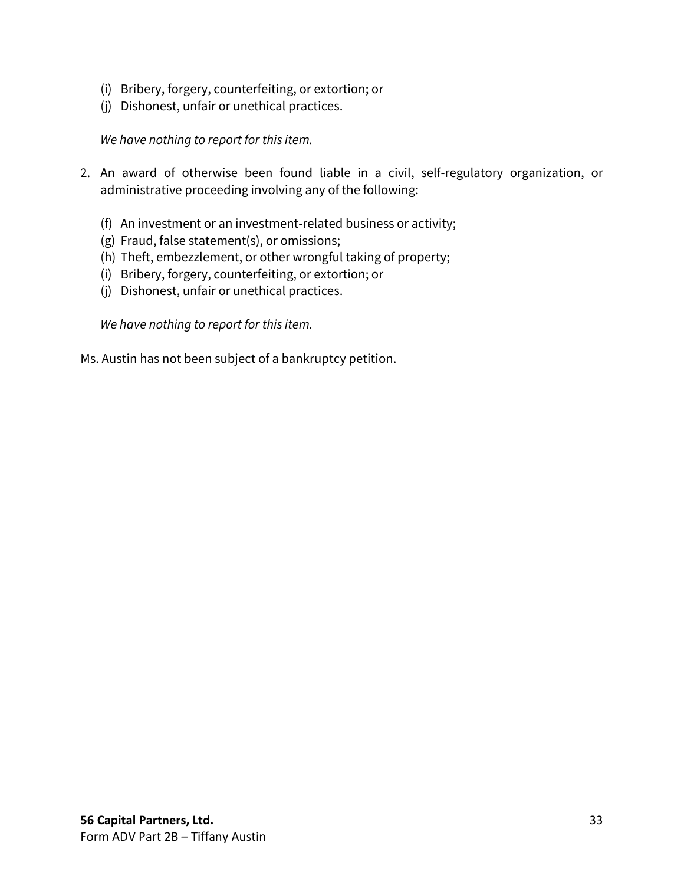(i) Bribery, forgery, counterfeiting, or extortion; or
(j) Dishonest, unfair or unethical practices.

*We have nothing to report for this item.*

2. An award of otherwise been found liable in a civil, self-regulatory organization, or administrative proceeding involving any of the following:

   (f) An investment or an investment-related business or activity;
   (g) Fraud, false statement(s), or omissions;
   (h) Theft, embezzlement, or other wrongful taking of property;
   (i) Bribery, forgery, counterfeiting, or extortion; or
   (j) Dishonest, unfair or unethical practices.

   *We have nothing to report for this item.*

Ms. Austin has not been subject of a bankruptcy petition.